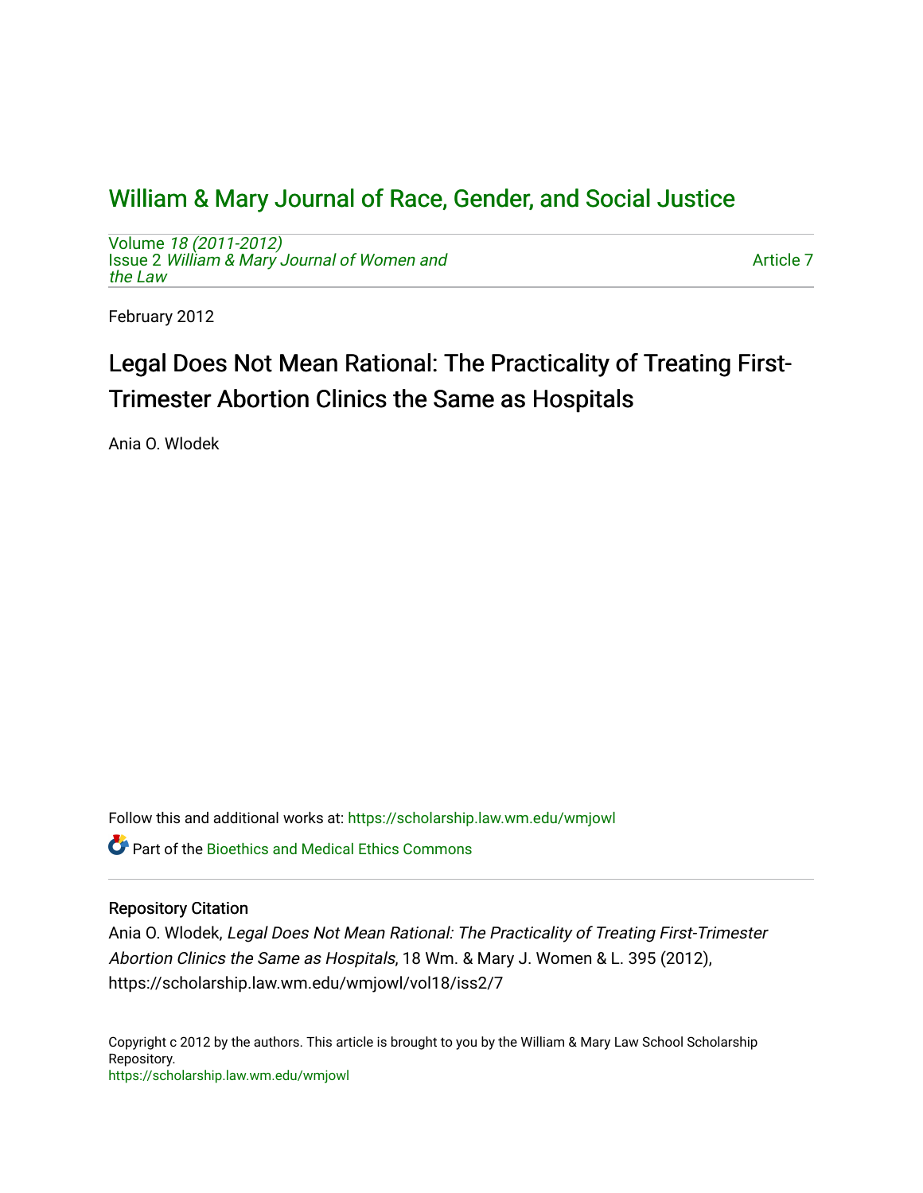# William & Mary Journal of Race, Gender, and Social Justice

Volume *18 (2011-2012)*
Issue 2 *William & Mary Journal of Women and the Law*

Article 7

February 2012

## Legal Does Not Mean Rational: The Practicality of Treating First-Trimester Abortion Clinics the Same as Hospitals

Ania O. Wlodek

Follow this and additional works at: https://scholarship.law.wm.edu/wmjowl

Part of the Bioethics and Medical Ethics Commons

### Repository Citation

Ania O. Wlodek, *Legal Does Not Mean Rational: The Practicality of Treating First-Trimester Abortion Clinics the Same as Hospitals*, 18 Wm. & Mary J. Women & L. 395 (2012), https://scholarship.law.wm.edu/wmjowl/vol18/iss2/7

Copyright c 2012 by the authors. This article is brought to you by the William & Mary Law School Scholarship Repository.
https://scholarship.law.wm.edu/wmjowl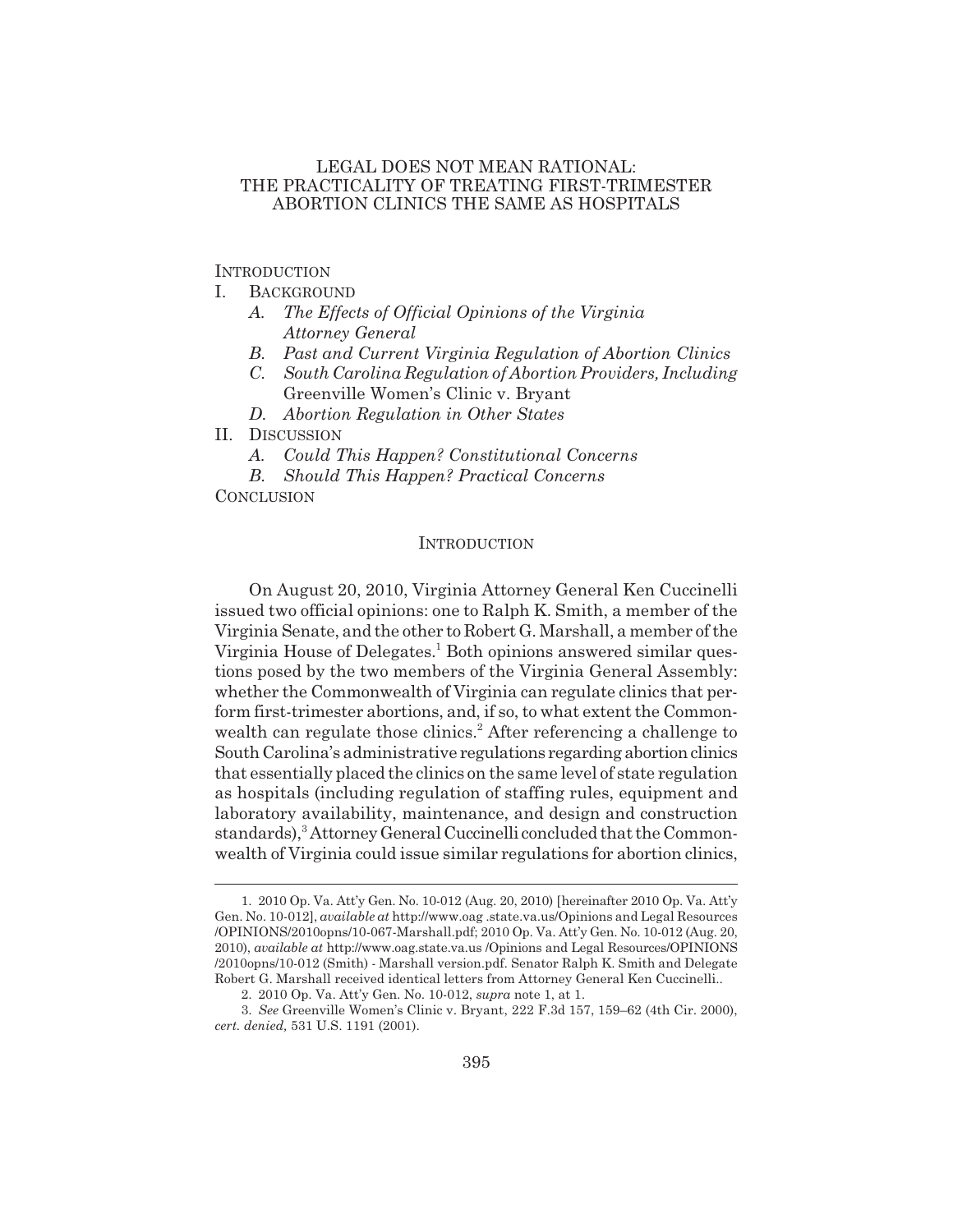# LEGAL DOES NOT MEAN RATIONAL: THE PRACTICALITY OF TREATING FIRST-TRIMESTER ABORTION CLINICS THE SAME AS HOSPITALS

INTRODUCTION

I. BACKGROUND
   - *A. The Effects of Official Opinions of the Virginia Attorney General*
   - *B. Past and Current Virginia Regulation of Abortion Clinics*
   - *C. South Carolina Regulation of Abortion Providers, Including* Greenville Women's Clinic v. Bryant
   - *D. Abortion Regulation in Other States*

II. DISCUSSION
   - *A. Could This Happen? Constitutional Concerns*
   - *B. Should This Happen? Practical Concerns*

CONCLUSION

## INTRODUCTION

On August 20, 2010, Virginia Attorney General Ken Cuccinelli issued two official opinions: one to Ralph K. Smith, a member of the Virginia Senate, and the other to Robert G. Marshall, a member of the Virginia House of Delegates.[1] Both opinions answered similar questions posed by the two members of the Virginia General Assembly: whether the Commonwealth of Virginia can regulate clinics that perform first-trimester abortions, and, if so, to what extent the Commonwealth can regulate those clinics.[2] After referencing a challenge to South Carolina's administrative regulations regarding abortion clinics that essentially placed the clinics on the same level of state regulation as hospitals (including regulation of staffing rules, equipment and laboratory availability, maintenance, and design and construction standards),[3] Attorney General Cuccinelli concluded that the Commonwealth of Virginia could issue similar regulations for abortion clinics,

---

1. 2010 Op. Va. Att'y Gen. No. 10-012 (Aug. 20, 2010) [hereinafter 2010 Op. Va. Att'y Gen. No. 10-012], *available at* http://www.oag .state.va.us/Opinions and Legal Resources /OPINIONS/2010opns/10-067-Marshall.pdf; 2010 Op. Va. Att'y Gen. No. 10-012 (Aug. 20, 2010), *available at* http://www.oag.state.va.us /Opinions and Legal Resources/OPINIONS /2010opns/10-012 (Smith) - Marshall version.pdf. Senator Ralph K. Smith and Delegate Robert G. Marshall received identical letters from Attorney General Ken Cuccinelli..

2. 2010 Op. Va. Att'y Gen. No. 10-012, *supra* note 1, at 1.

3. *See* Greenville Women's Clinic v. Bryant, 222 F.3d 157, 159–62 (4th Cir. 2000), *cert. denied,* 531 U.S. 1191 (2001).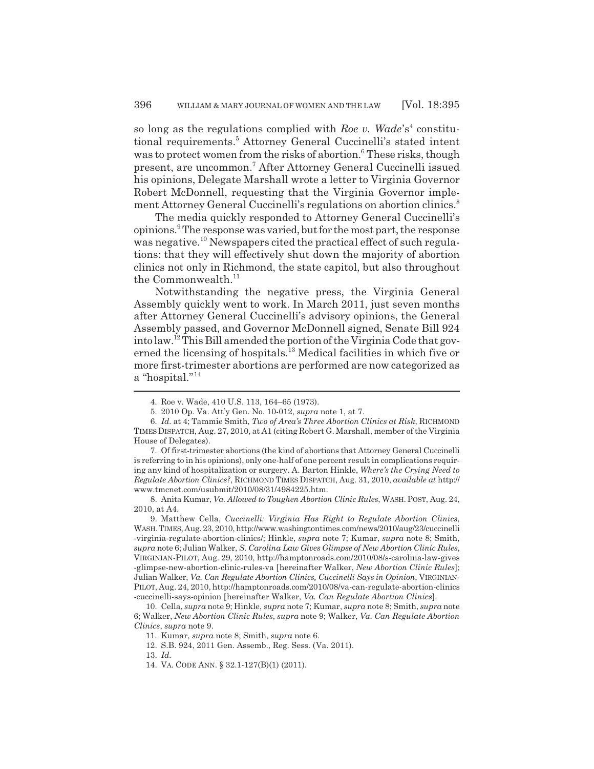so long as the regulations complied with *Roe v. Wade*'s[4] constitutional requirements.[5] Attorney General Cuccinelli's stated intent was to protect women from the risks of abortion.[6] These risks, though present, are uncommon.[7] After Attorney General Cuccinelli issued his opinions, Delegate Marshall wrote a letter to Virginia Governor Robert McDonnell, requesting that the Virginia Governor implement Attorney General Cuccinelli's regulations on abortion clinics.[8]

The media quickly responded to Attorney General Cuccinelli's opinions.[9] The response was varied, but for the most part, the response was negative.[10] Newspapers cited the practical effect of such regulations: that they will effectively shut down the majority of abortion clinics not only in Richmond, the state capitol, but also throughout the Commonwealth.[11]

Notwithstanding the negative press, the Virginia General Assembly quickly went to work. In March 2011, just seven months after Attorney General Cuccinelli's advisory opinions, the General Assembly passed, and Governor McDonnell signed, Senate Bill 924 into law.[12] This Bill amended the portion of the Virginia Code that governed the licensing of hospitals.[13] Medical facilities in which five or more first-trimester abortions are performed are now categorized as a "hospital."[14]

---

4. Roe v. Wade, 410 U.S. 113, 164–65 (1973).

5. 2010 Op. Va. Att'y Gen. No. 10-012, *supra* note 1, at 7.

6. *Id.* at 4; Tammie Smith, *Two of Area's Three Abortion Clinics at Risk*, RICHMOND TIMES DISPATCH, Aug. 27, 2010, at A1 (citing Robert G. Marshall, member of the Virginia House of Delegates).

7. Of first-trimester abortions (the kind of abortions that Attorney General Cuccinelli is referring to in his opinions), only one-half of one percent result in complications requiring any kind of hospitalization or surgery. A. Barton Hinkle, *Where's the Crying Need to Regulate Abortion Clinics?*, RICHMOND TIMES DISPATCH, Aug. 31, 2010, *available at* http://www.tmcnet.com/usubmit/2010/08/31/4984225.htm.

8. Anita Kumar, *Va. Allowed to Toughen Abortion Clinic Rules*, WASH. POST, Aug. 24, 2010, at A4.

9. Matthew Cella, *Cuccinelli: Virginia Has Right to Regulate Abortion Clinics*, WASH. TIMES, Aug. 23, 2010, http://www.washingtontimes.com/news/2010/aug/23/cuccinelli-virginia-regulate-abortion-clinics/; Hinkle, *supra* note 7; Kumar, *supra* note 8; Smith, *supra* note 6; Julian Walker, *S. Carolina Law Gives Glimpse of New Abortion Clinic Rules*, VIRGINIAN-PILOT, Aug. 29, 2010, http://hamptonroads.com/2010/08/s-carolina-law-gives-glimpse-new-abortion-clinic-rules-va [hereinafter Walker, *New Abortion Clinic Rules*]; Julian Walker, *Va. Can Regulate Abortion Clinics, Cuccinelli Says in Opinion*, VIRGINIAN-PILOT, Aug. 24, 2010, http://hamptonroads.com/2010/08/va-can-regulate-abortion-clinics-cuccinelli-says-opinion [hereinafter Walker, *Va. Can Regulate Abortion Clinics*].

10. Cella, *supra* note 9; Hinkle, *supra* note 7; Kumar, *supra* note 8; Smith, *supra* note 6; Walker, *New Abortion Clinic Rules*, *supra* note 9; Walker, *Va. Can Regulate Abortion Clinics*, *supra* note 9.

11. Kumar, *supra* note 8; Smith, *supra* note 6.

12. S.B. 924, 2011 Gen. Assemb., Reg. Sess. (Va. 2011).

13. *Id.*

14. VA. CODE ANN. § 32.1-127(B)(1) (2011).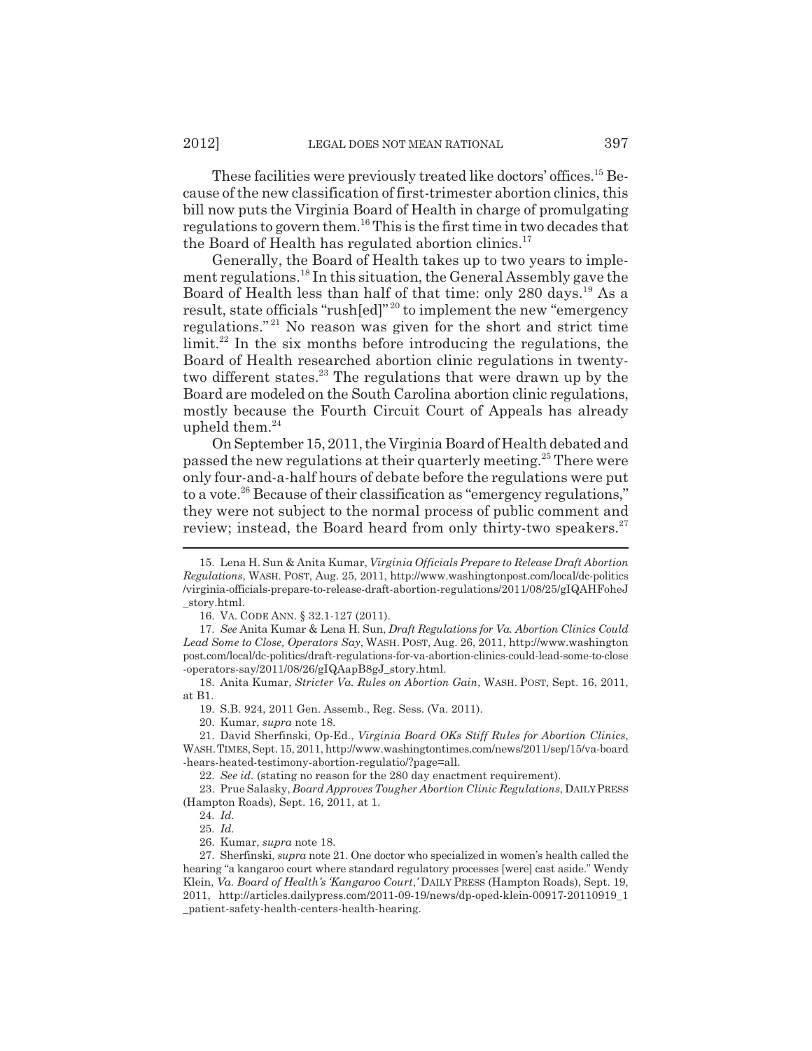These facilities were previously treated like doctors' offices.[15] Because of the new classification of first-trimester abortion clinics, this bill now puts the Virginia Board of Health in charge of promulgating regulations to govern them.[16] This is the first time in two decades that the Board of Health has regulated abortion clinics.[17]

Generally, the Board of Health takes up to two years to implement regulations.[18] In this situation, the General Assembly gave the Board of Health less than half of that time: only 280 days.[19] As a result, state officials "rush[ed]"[20] to implement the new "emergency regulations."[21] No reason was given for the short and strict time limit.[22] In the six months before introducing the regulations, the Board of Health researched abortion clinic regulations in twenty-two different states.[23] The regulations that were drawn up by the Board are modeled on the South Carolina abortion clinic regulations, mostly because the Fourth Circuit Court of Appeals has already upheld them.[24]

On September 15, 2011, the Virginia Board of Health debated and passed the new regulations at their quarterly meeting.[25] There were only four-and-a-half hours of debate before the regulations were put to a vote.[26] Because of their classification as "emergency regulations," they were not subject to the normal process of public comment and review; instead, the Board heard from only thirty-two speakers.[27]

---

15. Lena H. Sun & Anita Kumar, *Virginia Officials Prepare to Release Draft Abortion Regulations*, WASH. POST, Aug. 25, 2011, http://www.washingtonpost.com/local/dc-politics/virginia-officials-prepare-to-release-draft-abortion-regulations/2011/08/25/gIQAHFoheJ_story.html.

16. VA. CODE ANN. § 32.1-127 (2011).

17. *See* Anita Kumar & Lena H. Sun, *Draft Regulations for Va. Abortion Clinics Could Lead Some to Close, Operators Say*, WASH. POST, Aug. 26, 2011, http://www.washingtonpost.com/local/dc-politics/draft-regulations-for-va-abortion-clinics-could-lead-some-to-close-operators-say/2011/08/26/gIQAapB8gJ_story.html.

18. Anita Kumar, *Stricter Va. Rules on Abortion Gain*, WASH. POST, Sept. 16, 2011, at B1.

19. S.B. 924, 2011 Gen. Assemb., Reg. Sess. (Va. 2011).

20. Kumar, *supra* note 18.

21. David Sherfinski, Op-Ed., *Virginia Board OKs Stiff Rules for Abortion Clinics*, WASH. TIMES, Sept. 15, 2011, http://www.washingtontimes.com/news/2011/sep/15/va-board-hears-heated-testimony-abortion-regulatio/?page=all.

22. *See id.* (stating no reason for the 280 day enactment requirement).

23. Prue Salasky, *Board Approves Tougher Abortion Clinic Regulations*, DAILY PRESS (Hampton Roads), Sept. 16, 2011, at 1.

24. *Id.*

25. *Id.*

26. Kumar, *supra* note 18.

27. Sherfinski, *supra* note 21. One doctor who specialized in women's health called the hearing "a kangaroo court where standard regulatory processes [were] cast aside." Wendy Klein, *Va. Board of Health's 'Kangaroo Court*,*'* DAILY PRESS (Hampton Roads), Sept. 19, 2011, http://articles.dailypress.com/2011-09-19/news/dp-oped-klein-00917-20110919_1_patient-safety-health-centers-health-hearing.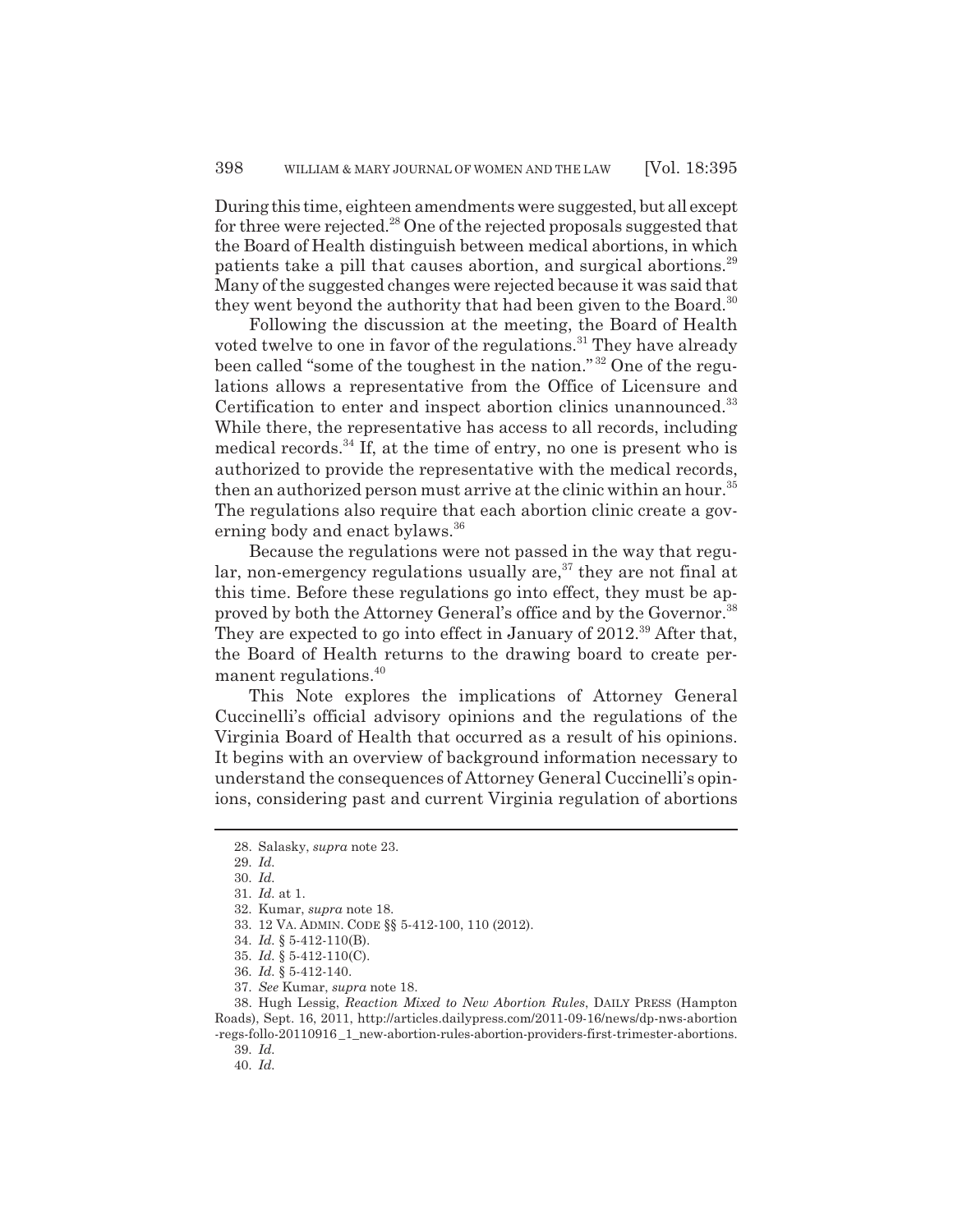During this time, eighteen amendments were suggested, but all except for three were rejected.[28] One of the rejected proposals suggested that the Board of Health distinguish between medical abortions, in which patients take a pill that causes abortion, and surgical abortions.[29] Many of the suggested changes were rejected because it was said that they went beyond the authority that had been given to the Board.[30]

Following the discussion at the meeting, the Board of Health voted twelve to one in favor of the regulations.[31] They have already been called "some of the toughest in the nation."[32] One of the regulations allows a representative from the Office of Licensure and Certification to enter and inspect abortion clinics unannounced.[33] While there, the representative has access to all records, including medical records.[34] If, at the time of entry, no one is present who is authorized to provide the representative with the medical records, then an authorized person must arrive at the clinic within an hour.[35] The regulations also require that each abortion clinic create a governing body and enact bylaws.[36]

Because the regulations were not passed in the way that regular, non-emergency regulations usually are,[37] they are not final at this time. Before these regulations go into effect, they must be approved by both the Attorney General's office and by the Governor.[38] They are expected to go into effect in January of 2012.[39] After that, the Board of Health returns to the drawing board to create permanent regulations.[40]

This Note explores the implications of Attorney General Cuccinelli's official advisory opinions and the regulations of the Virginia Board of Health that occurred as a result of his opinions. It begins with an overview of background information necessary to understand the consequences of Attorney General Cuccinelli's opinions, considering past and current Virginia regulation of abortions

---

28. Salasky, *supra* note 23.

29. *Id.*

30. *Id.*

31. *Id.* at 1.

32. Kumar, *supra* note 18.

33. 12 VA. ADMIN. CODE §§ 5-412-100, 110 (2012).

34. *Id.* § 5-412-110(B).

35. *Id.* § 5-412-110(C).

36. *Id.* § 5-412-140.

37. *See* Kumar, *supra* note 18.

38. Hugh Lessig, *Reaction Mixed to New Abortion Rules*, DAILY PRESS (Hampton Roads), Sept. 16, 2011, http://articles.dailypress.com/2011-09-16/news/dp-nws-abortion-regs-follo-20110916_1_new-abortion-rules-abortion-providers-first-trimester-abortions.

39. *Id.*

40. *Id.*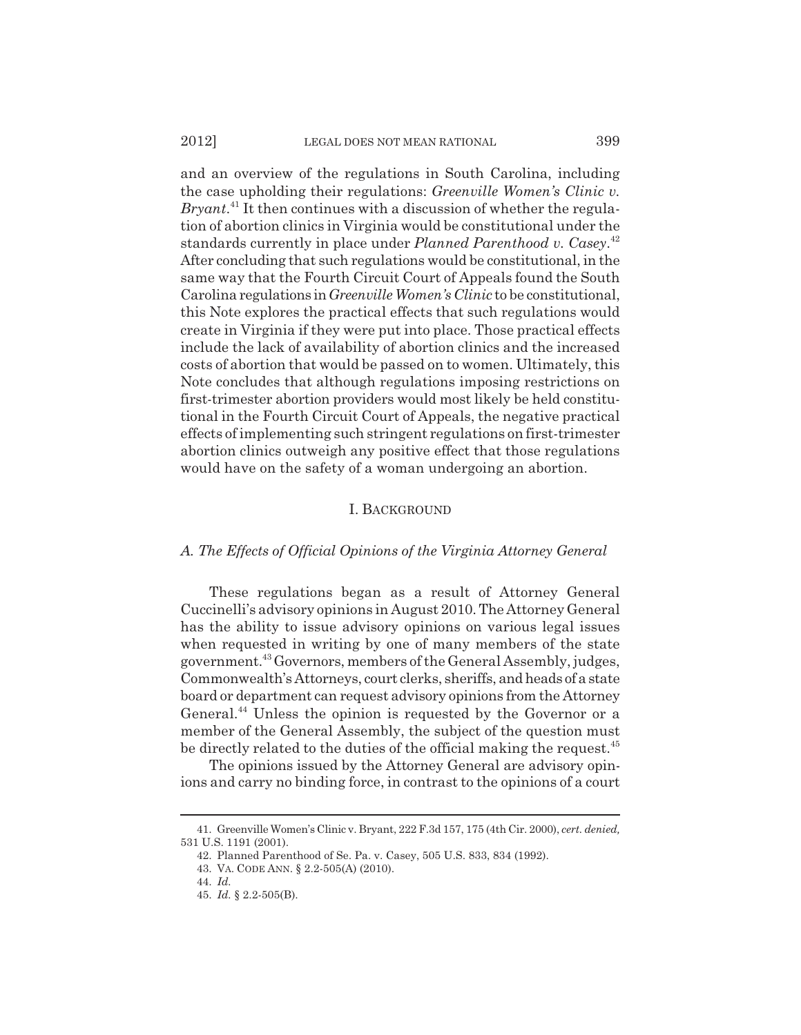and an overview of the regulations in South Carolina, including the case upholding their regulations: *Greenville Women's Clinic v. Bryant*.[41] It then continues with a discussion of whether the regulation of abortion clinics in Virginia would be constitutional under the standards currently in place under *Planned Parenthood v. Casey*.[42] After concluding that such regulations would be constitutional, in the same way that the Fourth Circuit Court of Appeals found the South Carolina regulations in *Greenville Women's Clinic* to be constitutional, this Note explores the practical effects that such regulations would create in Virginia if they were put into place. Those practical effects include the lack of availability of abortion clinics and the increased costs of abortion that would be passed on to women. Ultimately, this Note concludes that although regulations imposing restrictions on first-trimester abortion providers would most likely be held constitutional in the Fourth Circuit Court of Appeals, the negative practical effects of implementing such stringent regulations on first-trimester abortion clinics outweigh any positive effect that those regulations would have on the safety of a woman undergoing an abortion.

## I. BACKGROUND

### *A. The Effects of Official Opinions of the Virginia Attorney General*

These regulations began as a result of Attorney General Cuccinelli's advisory opinions in August 2010. The Attorney General has the ability to issue advisory opinions on various legal issues when requested in writing by one of many members of the state government.[43] Governors, members of the General Assembly, judges, Commonwealth's Attorneys, court clerks, sheriffs, and heads of a state board or department can request advisory opinions from the Attorney General.[44] Unless the opinion is requested by the Governor or a member of the General Assembly, the subject of the question must be directly related to the duties of the official making the request.[45]

The opinions issued by the Attorney General are advisory opinions and carry no binding force, in contrast to the opinions of a court

---

41. Greenville Women's Clinic v. Bryant, 222 F.3d 157, 175 (4th Cir. 2000), *cert. denied,* 531 U.S. 1191 (2001).

42. Planned Parenthood of Se. Pa. v. Casey, 505 U.S. 833, 834 (1992).

43. VA. CODE ANN. § 2.2-505(A) (2010).

44. *Id.*

45. *Id.* § 2.2-505(B).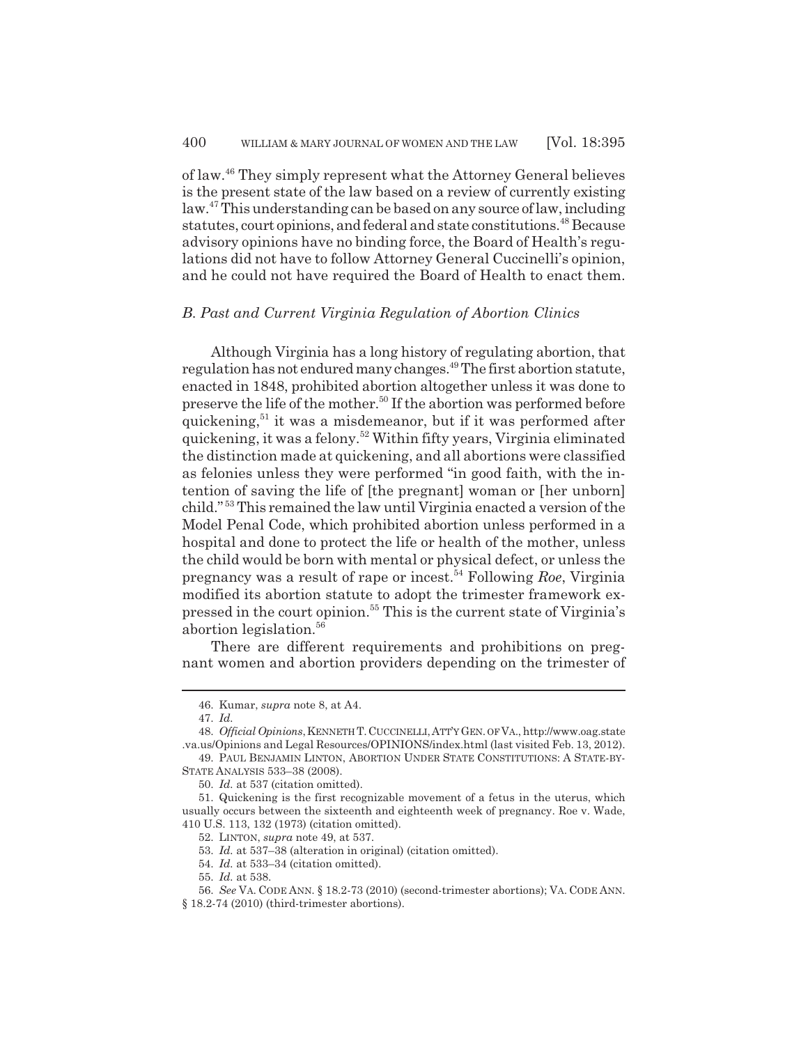of law.[46] They simply represent what the Attorney General believes is the present state of the law based on a review of currently existing law.[47] This understanding can be based on any source of law, including statutes, court opinions, and federal and state constitutions.[48] Because advisory opinions have no binding force, the Board of Health's regulations did not have to follow Attorney General Cuccinelli's opinion, and he could not have required the Board of Health to enact them.

### *B. Past and Current Virginia Regulation of Abortion Clinics*

Although Virginia has a long history of regulating abortion, that regulation has not endured many changes.[49] The first abortion statute, enacted in 1848, prohibited abortion altogether unless it was done to preserve the life of the mother.[50] If the abortion was performed before quickening,[51] it was a misdemeanor, but if it was performed after quickening, it was a felony.[52] Within fifty years, Virginia eliminated the distinction made at quickening, and all abortions were classified as felonies unless they were performed "in good faith, with the intention of saving the life of [the pregnant] woman or [her unborn] child."[53] This remained the law until Virginia enacted a version of the Model Penal Code, which prohibited abortion unless performed in a hospital and done to protect the life or health of the mother, unless the child would be born with mental or physical defect, or unless the pregnancy was a result of rape or incest.[54] Following *Roe*, Virginia modified its abortion statute to adopt the trimester framework expressed in the court opinion.[55] This is the current state of Virginia's abortion legislation.[56]

There are different requirements and prohibitions on pregnant women and abortion providers depending on the trimester of

---

46. Kumar, *supra* note 8, at A4.

47. *Id.*

48. *Official Opinions*, KENNETH T. CUCCINELLI, ATT'Y GEN. OF VA., http://www.oag.state.va.us/Opinions and Legal Resources/OPINIONS/index.html (last visited Feb. 13, 2012).

49. PAUL BENJAMIN LINTON, ABORTION UNDER STATE CONSTITUTIONS: A STATE-BY-STATE ANALYSIS 533–38 (2008).

50. *Id.* at 537 (citation omitted).

51. Quickening is the first recognizable movement of a fetus in the uterus, which usually occurs between the sixteenth and eighteenth week of pregnancy. Roe v. Wade, 410 U.S. 113, 132 (1973) (citation omitted).

52. LINTON, *supra* note 49, at 537.

53. *Id.* at 537–38 (alteration in original) (citation omitted).

54. *Id.* at 533–34 (citation omitted).

55. *Id.* at 538.

56. *See* VA. CODE ANN. § 18.2-73 (2010) (second-trimester abortions); VA. CODE ANN. § 18.2-74 (2010) (third-trimester abortions).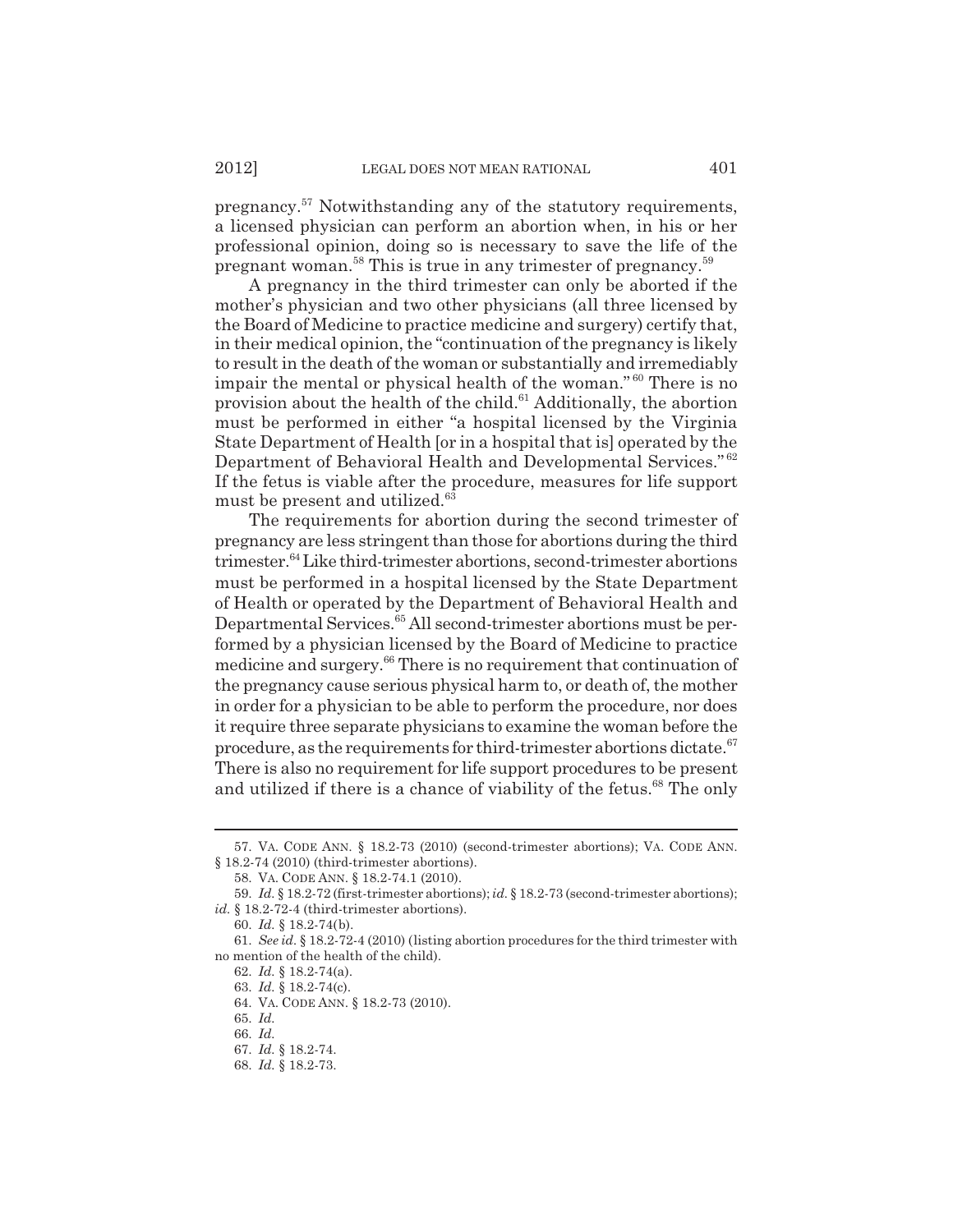pregnancy.[57] Notwithstanding any of the statutory requirements, a licensed physician can perform an abortion when, in his or her professional opinion, doing so is necessary to save the life of the pregnant woman.[58] This is true in any trimester of pregnancy.[59]

A pregnancy in the third trimester can only be aborted if the mother's physician and two other physicians (all three licensed by the Board of Medicine to practice medicine and surgery) certify that, in their medical opinion, the "continuation of the pregnancy is likely to result in the death of the woman or substantially and irremediably impair the mental or physical health of the woman."[60] There is no provision about the health of the child.[61] Additionally, the abortion must be performed in either "a hospital licensed by the Virginia State Department of Health [or in a hospital that is] operated by the Department of Behavioral Health and Developmental Services."[62] If the fetus is viable after the procedure, measures for life support must be present and utilized.[63]

The requirements for abortion during the second trimester of pregnancy are less stringent than those for abortions during the third trimester.[64] Like third-trimester abortions, second-trimester abortions must be performed in a hospital licensed by the State Department of Health or operated by the Department of Behavioral Health and Departmental Services.[65] All second-trimester abortions must be performed by a physician licensed by the Board of Medicine to practice medicine and surgery.[66] There is no requirement that continuation of the pregnancy cause serious physical harm to, or death of, the mother in order for a physician to be able to perform the procedure, nor does it require three separate physicians to examine the woman before the procedure, as the requirements for third-trimester abortions dictate.[67] There is also no requirement for life support procedures to be present and utilized if there is a chance of viability of the fetus.[68] The only

57. VA. CODE ANN. § 18.2-73 (2010) (second-trimester abortions); VA. CODE ANN. § 18.2-74 (2010) (third-trimester abortions).

58. VA. CODE ANN. § 18.2-74.1 (2010).

59. *Id.* § 18.2-72 (first-trimester abortions); *id.* § 18.2-73 (second-trimester abortions); *id.* § 18.2-72-4 (third-trimester abortions).

60. *Id.* § 18.2-74(b).

61. *See id.* § 18.2-72-4 (2010) (listing abortion procedures for the third trimester with no mention of the health of the child).

62. *Id.* § 18.2-74(a).

63. *Id.* § 18.2-74(c).

64. VA. CODE ANN. § 18.2-73 (2010).

65. *Id.*

66. *Id.*

67. *Id.* § 18.2-74.

68. *Id.* § 18.2-73.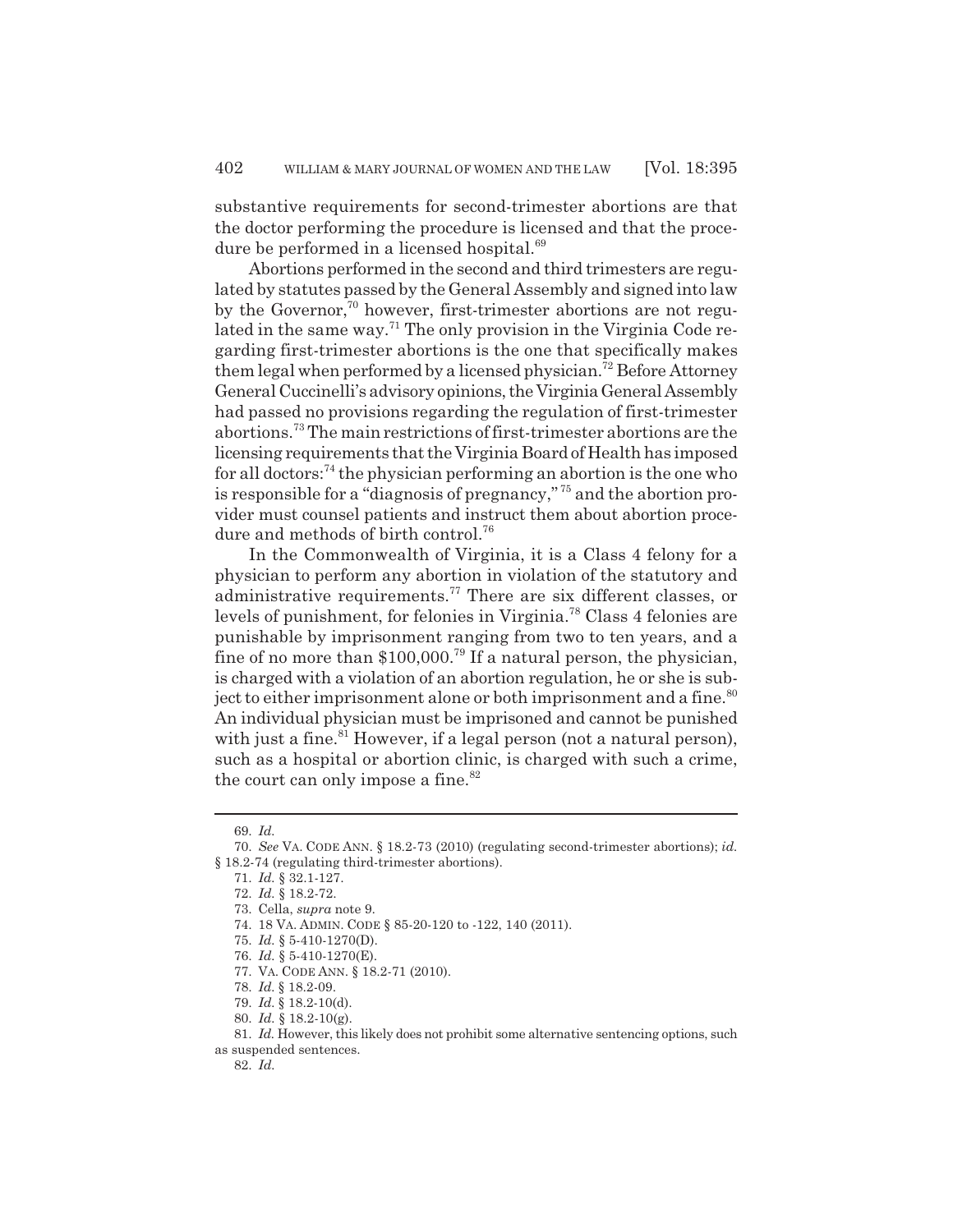substantive requirements for second-trimester abortions are that the doctor performing the procedure is licensed and that the procedure be performed in a licensed hospital.[69]

Abortions performed in the second and third trimesters are regulated by statutes passed by the General Assembly and signed into law by the Governor,[70] however, first-trimester abortions are not regulated in the same way.[71] The only provision in the Virginia Code regarding first-trimester abortions is the one that specifically makes them legal when performed by a licensed physician.[72] Before Attorney General Cuccinelli's advisory opinions, the Virginia General Assembly had passed no provisions regarding the regulation of first-trimester abortions.[73] The main restrictions of first-trimester abortions are the licensing requirements that the Virginia Board of Health has imposed for all doctors:[74] the physician performing an abortion is the one who is responsible for a "diagnosis of pregnancy,"[75] and the abortion provider must counsel patients and instruct them about abortion procedure and methods of birth control.[76]

In the Commonwealth of Virginia, it is a Class 4 felony for a physician to perform any abortion in violation of the statutory and administrative requirements.[77] There are six different classes, or levels of punishment, for felonies in Virginia.[78] Class 4 felonies are punishable by imprisonment ranging from two to ten years, and a fine of no more than $100,000.[79] If a natural person, the physician, is charged with a violation of an abortion regulation, he or she is subject to either imprisonment alone or both imprisonment and a fine.[80] An individual physician must be imprisoned and cannot be punished with just a fine.[81] However, if a legal person (not a natural person), such as a hospital or abortion clinic, is charged with such a crime, the court can only impose a fine.[82]

---

69. *Id.*

70. *See* VA. CODE ANN. § 18.2-73 (2010) (regulating second-trimester abortions); *id.* § 18.2-74 (regulating third-trimester abortions).

71. *Id.* § 32.1-127.

72. *Id.* § 18.2-72.

73. Cella, *supra* note 9.

74. 18 VA. ADMIN. CODE § 85-20-120 to -122, 140 (2011).

75. *Id.* § 5-410-1270(D).

76. *Id.* § 5-410-1270(E).

77. VA. CODE ANN. § 18.2-71 (2010).

78. *Id.* § 18.2-09.

79. *Id.* § 18.2-10(d).

80. *Id.* § 18.2-10(g).

81. *Id.* However, this likely does not prohibit some alternative sentencing options, such as suspended sentences.

82. *Id.*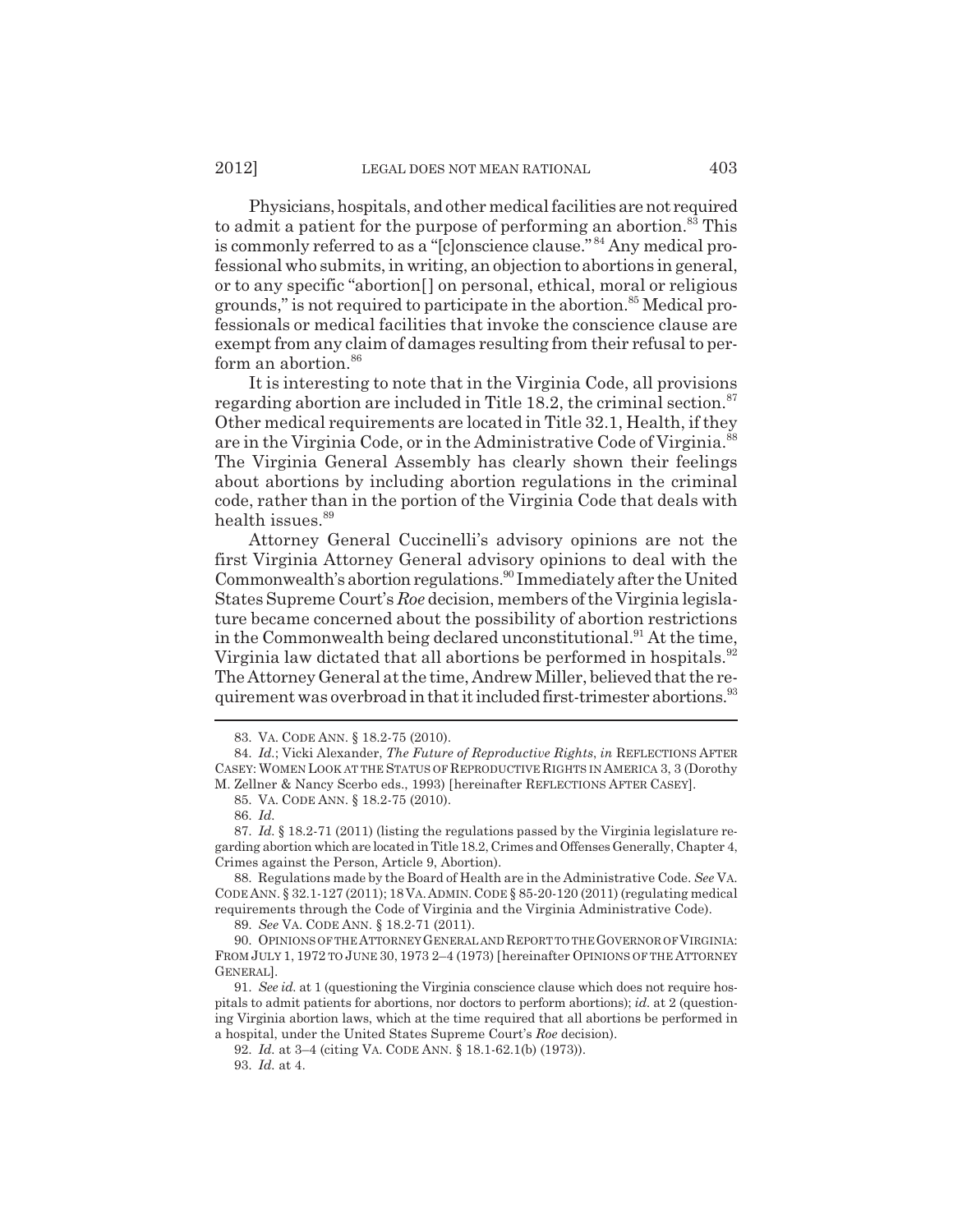Physicians, hospitals, and other medical facilities are not required to admit a patient for the purpose of performing an abortion.[83] This is commonly referred to as a "[c]onscience clause."[84] Any medical professional who submits, in writing, an objection to abortions in general, or to any specific "abortion[] on personal, ethical, moral or religious grounds," is not required to participate in the abortion.[85] Medical professionals or medical facilities that invoke the conscience clause are exempt from any claim of damages resulting from their refusal to perform an abortion.[86]

It is interesting to note that in the Virginia Code, all provisions regarding abortion are included in Title 18.2, the criminal section.[87] Other medical requirements are located in Title 32.1, Health, if they are in the Virginia Code, or in the Administrative Code of Virginia.[88] The Virginia General Assembly has clearly shown their feelings about abortions by including abortion regulations in the criminal code, rather than in the portion of the Virginia Code that deals with health issues.[89]

Attorney General Cuccinelli's advisory opinions are not the first Virginia Attorney General advisory opinions to deal with the Commonwealth's abortion regulations.[90] Immediately after the United States Supreme Court's *Roe* decision, members of the Virginia legislature became concerned about the possibility of abortion restrictions in the Commonwealth being declared unconstitutional.[91] At the time, Virginia law dictated that all abortions be performed in hospitals.[92] The Attorney General at the time, Andrew Miller, believed that the requirement was overbroad in that it included first-trimester abortions.[93]

---

83. VA. CODE ANN. § 18.2-75 (2010).

84. *Id.*; Vicki Alexander, *The Future of Reproductive Rights*, *in* REFLECTIONS AFTER CASEY: WOMEN LOOK AT THE STATUS OF REPRODUCTIVE RIGHTS IN AMERICA 3, 3 (Dorothy M. Zellner & Nancy Scerbo eds., 1993) [hereinafter REFLECTIONS AFTER CASEY].

85. VA. CODE ANN. § 18.2-75 (2010).

86. *Id.*

87. *Id.* § 18.2-71 (2011) (listing the regulations passed by the Virginia legislature regarding abortion which are located in Title 18.2, Crimes and Offenses Generally, Chapter 4, Crimes against the Person, Article 9, Abortion).

88. Regulations made by the Board of Health are in the Administrative Code. *See* VA. CODE ANN. § 32.1-127 (2011); 18 VA. ADMIN. CODE § 85-20-120 (2011) (regulating medical requirements through the Code of Virginia and the Virginia Administrative Code).

89. *See* VA. CODE ANN. § 18.2-71 (2011).

90. OPINIONS OF THE ATTORNEY GENERAL AND REPORT TO THE GOVERNOR OF VIRGINIA: FROM JULY 1, 1972 TO JUNE 30, 1973 2–4 (1973) [hereinafter OPINIONS OF THE ATTORNEY GENERAL].

91. *See id.* at 1 (questioning the Virginia conscience clause which does not require hospitals to admit patients for abortions, nor doctors to perform abortions); *id.* at 2 (questioning Virginia abortion laws, which at the time required that all abortions be performed in a hospital, under the United States Supreme Court's *Roe* decision).

92. *Id.* at 3–4 (citing VA. CODE ANN. § 18.1-62.1(b) (1973)).

93. *Id.* at 4.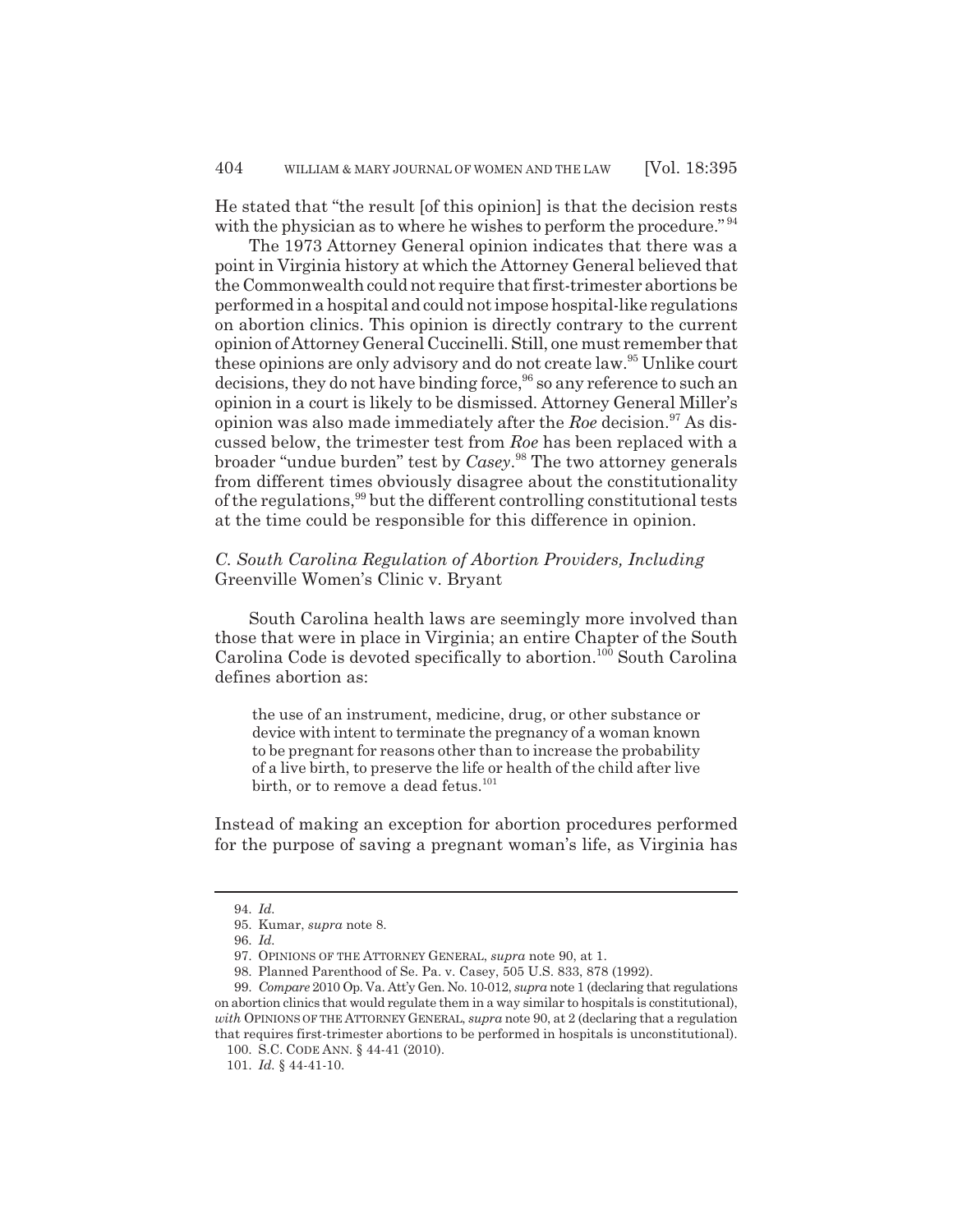He stated that "the result [of this opinion] is that the decision rests with the physician as to where he wishes to perform the procedure."[94]

The 1973 Attorney General opinion indicates that there was a point in Virginia history at which the Attorney General believed that the Commonwealth could not require that first-trimester abortions be performed in a hospital and could not impose hospital-like regulations on abortion clinics. This opinion is directly contrary to the current opinion of Attorney General Cuccinelli. Still, one must remember that these opinions are only advisory and do not create law.[95] Unlike court decisions, they do not have binding force,[96] so any reference to such an opinion in a court is likely to be dismissed. Attorney General Miller's opinion was also made immediately after the *Roe* decision.[97] As discussed below, the trimester test from *Roe* has been replaced with a broader "undue burden" test by *Casey*.[98] The two attorney generals from different times obviously disagree about the constitutionality of the regulations,[99] but the different controlling constitutional tests at the time could be responsible for this difference in opinion.

### *C. South Carolina Regulation of Abortion Providers, Including* Greenville Women's Clinic v. Bryant

South Carolina health laws are seemingly more involved than those that were in place in Virginia; an entire Chapter of the South Carolina Code is devoted specifically to abortion.[100] South Carolina defines abortion as:

> the use of an instrument, medicine, drug, or other substance or device with intent to terminate the pregnancy of a woman known to be pregnant for reasons other than to increase the probability of a live birth, to preserve the life or health of the child after live birth, or to remove a dead fetus.[101]

Instead of making an exception for abortion procedures performed for the purpose of saving a pregnant woman's life, as Virginia has

---

94. *Id.*

95. Kumar, *supra* note 8.

96. *Id.*

97. OPINIONS OF THE ATTORNEY GENERAL, *supra* note 90, at 1.

98. Planned Parenthood of Se. Pa. v. Casey, 505 U.S. 833, 878 (1992).

99. *Compare* 2010 Op. Va. Att'y Gen. No. 10-012, *supra* note 1 (declaring that regulations on abortion clinics that would regulate them in a way similar to hospitals is constitutional), *with* OPINIONS OF THE ATTORNEY GENERAL, *supra* note 90, at 2 (declaring that a regulation that requires first-trimester abortions to be performed in hospitals is unconstitutional).

100. S.C. CODE ANN. § 44-41 (2010).

101. *Id.* § 44-41-10.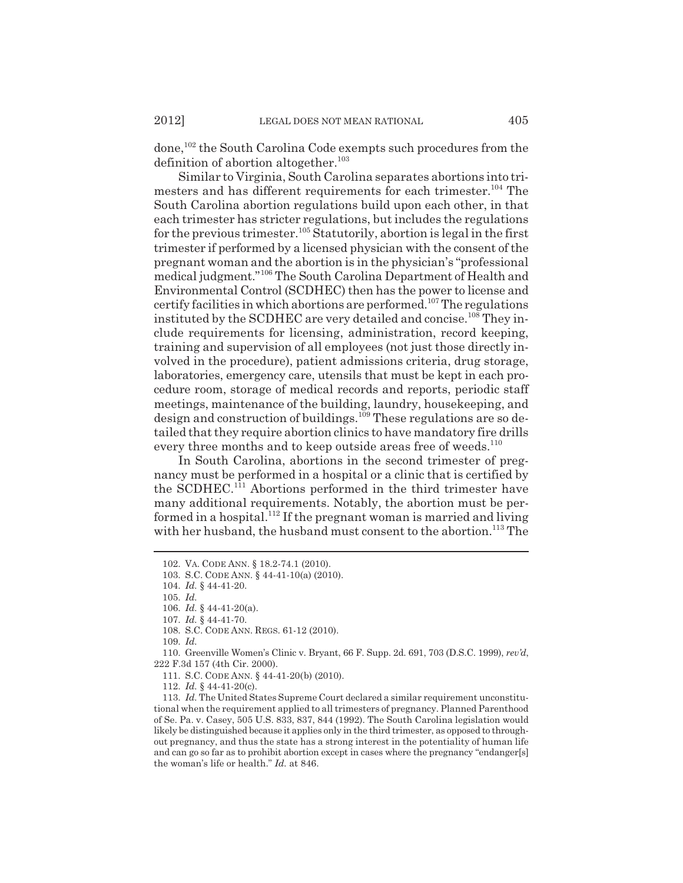done,[102] the South Carolina Code exempts such procedures from the definition of abortion altogether.[103]

Similar to Virginia, South Carolina separates abortions into trimesters and has different requirements for each trimester.[104] The South Carolina abortion regulations build upon each other, in that each trimester has stricter regulations, but includes the regulations for the previous trimester.[105] Statutorily, abortion is legal in the first trimester if performed by a licensed physician with the consent of the pregnant woman and the abortion is in the physician's "professional medical judgment."[106] The South Carolina Department of Health and Environmental Control (SCDHEC) then has the power to license and certify facilities in which abortions are performed.[107] The regulations instituted by the SCDHEC are very detailed and concise.[108] They include requirements for licensing, administration, record keeping, training and supervision of all employees (not just those directly involved in the procedure), patient admissions criteria, drug storage, laboratories, emergency care, utensils that must be kept in each procedure room, storage of medical records and reports, periodic staff meetings, maintenance of the building, laundry, housekeeping, and design and construction of buildings.[109] These regulations are so detailed that they require abortion clinics to have mandatory fire drills every three months and to keep outside areas free of weeds.[110]

In South Carolina, abortions in the second trimester of pregnancy must be performed in a hospital or a clinic that is certified by the SCDHEC.[111] Abortions performed in the third trimester have many additional requirements. Notably, the abortion must be performed in a hospital.[112] If the pregnant woman is married and living with her husband, the husband must consent to the abortion.[113] The

---

102. VA. CODE ANN. § 18.2-74.1 (2010).

103. S.C. CODE ANN. § 44-41-10(a) (2010).

104. *Id.* § 44-41-20.

105. *Id.*

106. *Id.* § 44-41-20(a).

107. *Id.* § 44-41-70.

108. S.C. CODE ANN. REGS. 61-12 (2010).

109. *Id.*

110. Greenville Women's Clinic v. Bryant, 66 F. Supp. 2d. 691, 703 (D.S.C. 1999), *rev'd*, 222 F.3d 157 (4th Cir. 2000).

111. S.C. CODE ANN. § 44-41-20(b) (2010).

112. *Id.* § 44-41-20(c).

113. *Id.* The United States Supreme Court declared a similar requirement unconstitutional when the requirement applied to all trimesters of pregnancy. Planned Parenthood of Se. Pa. v. Casey, 505 U.S. 833, 837, 844 (1992). The South Carolina legislation would likely be distinguished because it applies only in the third trimester, as opposed to throughout pregnancy, and thus the state has a strong interest in the potentiality of human life and can go so far as to prohibit abortion except in cases where the pregnancy "endanger[s] the woman's life or health." *Id.* at 846.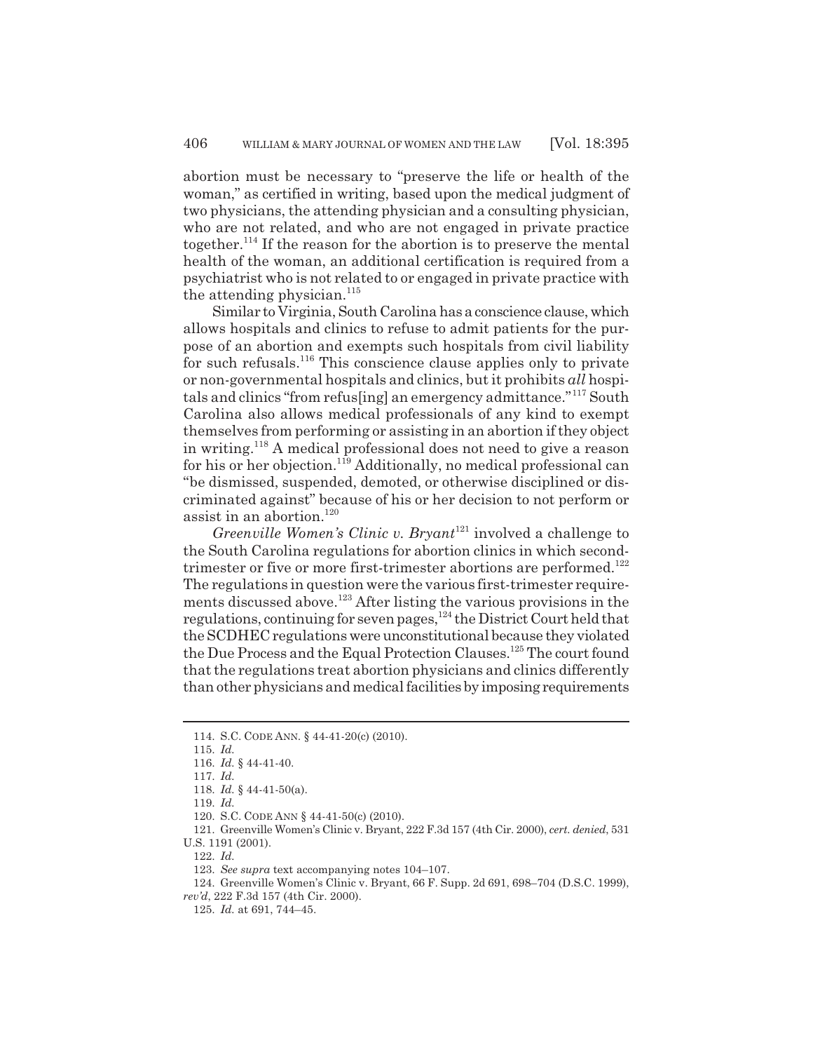abortion must be necessary to "preserve the life or health of the woman," as certified in writing, based upon the medical judgment of two physicians, the attending physician and a consulting physician, who are not related, and who are not engaged in private practice together.[114] If the reason for the abortion is to preserve the mental health of the woman, an additional certification is required from a psychiatrist who is not related to or engaged in private practice with the attending physician.[115]

Similar to Virginia, South Carolina has a conscience clause, which allows hospitals and clinics to refuse to admit patients for the purpose of an abortion and exempts such hospitals from civil liability for such refusals.[116] This conscience clause applies only to private or non-governmental hospitals and clinics, but it prohibits *all* hospitals and clinics "from refus[ing] an emergency admittance."[117] South Carolina also allows medical professionals of any kind to exempt themselves from performing or assisting in an abortion if they object in writing.[118] A medical professional does not need to give a reason for his or her objection.[119] Additionally, no medical professional can "be dismissed, suspended, demoted, or otherwise disciplined or discriminated against" because of his or her decision to not perform or assist in an abortion.[120]

*Greenville Women's Clinic v. Bryant*[121] involved a challenge to the South Carolina regulations for abortion clinics in which second-trimester or five or more first-trimester abortions are performed.[122] The regulations in question were the various first-trimester requirements discussed above.[123] After listing the various provisions in the regulations, continuing for seven pages,[124] the District Court held that the SCDHEC regulations were unconstitutional because they violated the Due Process and the Equal Protection Clauses.[125] The court found that the regulations treat abortion physicians and clinics differently than other physicians and medical facilities by imposing requirements

---

114. S.C. CODE ANN. § 44-41-20(c) (2010).

115. *Id.*

116. *Id.* § 44-41-40.

117. *Id.*

118. *Id.* § 44-41-50(a).

119. *Id.*

120. S.C. CODE ANN § 44-41-50(c) (2010).

121. Greenville Women's Clinic v. Bryant, 222 F.3d 157 (4th Cir. 2000), *cert. denied*, 531 U.S. 1191 (2001).

122. *Id.*

123. *See supra* text accompanying notes 104–107.

124. Greenville Women's Clinic v. Bryant, 66 F. Supp. 2d 691, 698–704 (D.S.C. 1999), *rev'd*, 222 F.3d 157 (4th Cir. 2000).

125. *Id.* at 691, 744–45.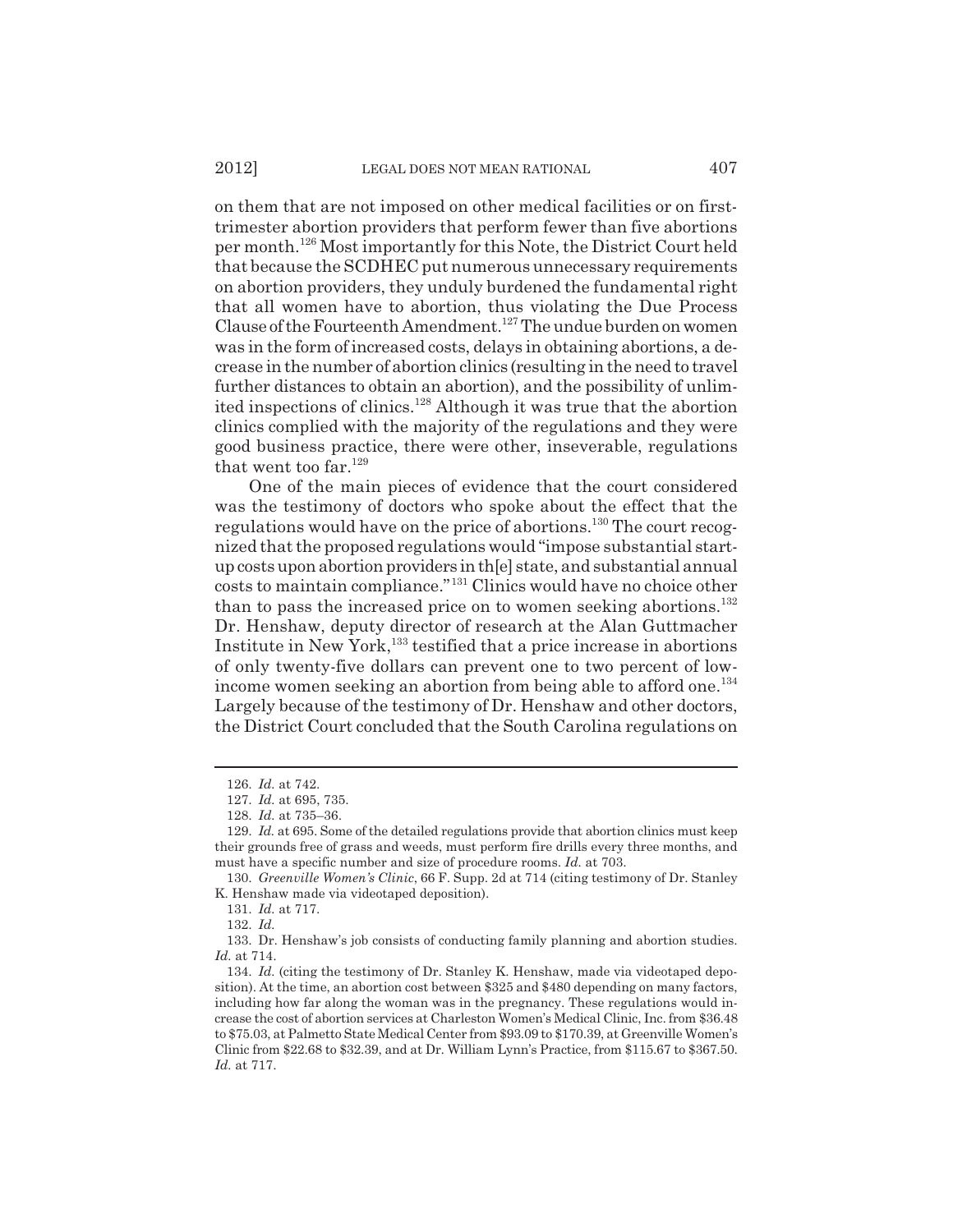on them that are not imposed on other medical facilities or on first-trimester abortion providers that perform fewer than five abortions per month.[126] Most importantly for this Note, the District Court held that because the SCDHEC put numerous unnecessary requirements on abortion providers, they unduly burdened the fundamental right that all women have to abortion, thus violating the Due Process Clause of the Fourteenth Amendment.[127] The undue burden on women was in the form of increased costs, delays in obtaining abortions, a decrease in the number of abortion clinics (resulting in the need to travel further distances to obtain an abortion), and the possibility of unlimited inspections of clinics.[128] Although it was true that the abortion clinics complied with the majority of the regulations and they were good business practice, there were other, inseverable, regulations that went too far.[129]

One of the main pieces of evidence that the court considered was the testimony of doctors who spoke about the effect that the regulations would have on the price of abortions.[130] The court recognized that the proposed regulations would "impose substantial start-up costs upon abortion providers in th[e] state, and substantial annual costs to maintain compliance."[131] Clinics would have no choice other than to pass the increased price on to women seeking abortions.[132] Dr. Henshaw, deputy director of research at the Alan Guttmacher Institute in New York,[133] testified that a price increase in abortions of only twenty-five dollars can prevent one to two percent of low-income women seeking an abortion from being able to afford one.[134] Largely because of the testimony of Dr. Henshaw and other doctors, the District Court concluded that the South Carolina regulations on

---

126. *Id.* at 742.

127. *Id.* at 695, 735.

128. *Id.* at 735–36.

129. *Id.* at 695. Some of the detailed regulations provide that abortion clinics must keep their grounds free of grass and weeds, must perform fire drills every three months, and must have a specific number and size of procedure rooms. *Id.* at 703.

130. *Greenville Women's Clinic*, 66 F. Supp. 2d at 714 (citing testimony of Dr. Stanley K. Henshaw made via videotaped deposition).

131. *Id.* at 717.

132. *Id.*

133. Dr. Henshaw's job consists of conducting family planning and abortion studies. *Id.* at 714.

134. *Id.* (citing the testimony of Dr. Stanley K. Henshaw, made via videotaped deposition). At the time, an abortion cost between $325 and $480 depending on many factors, including how far along the woman was in the pregnancy. These regulations would increase the cost of abortion services at Charleston Women's Medical Clinic, Inc. from $36.48 to $75.03, at Palmetto State Medical Center from $93.09 to $170.39, at Greenville Women's Clinic from $22.68 to $32.39, and at Dr. William Lynn's Practice, from $115.67 to $367.50. *Id.* at 717.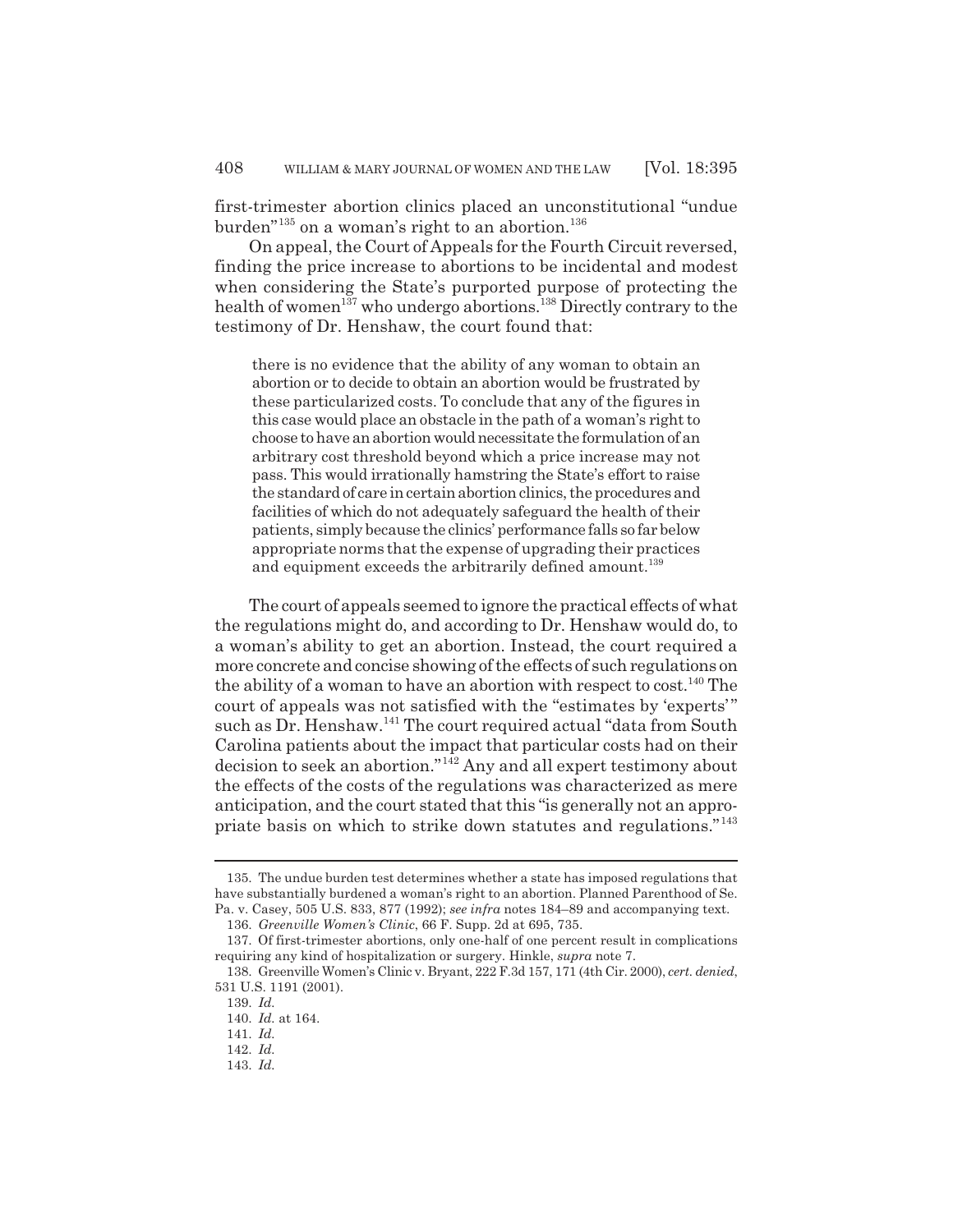first-trimester abortion clinics placed an unconstitutional "undue burden"[135] on a woman's right to an abortion.[136]

On appeal, the Court of Appeals for the Fourth Circuit reversed, finding the price increase to abortions to be incidental and modest when considering the State's purported purpose of protecting the health of women[137] who undergo abortions.[138] Directly contrary to the testimony of Dr. Henshaw, the court found that:

> there is no evidence that the ability of any woman to obtain an abortion or to decide to obtain an abortion would be frustrated by these particularized costs. To conclude that any of the figures in this case would place an obstacle in the path of a woman's right to choose to have an abortion would necessitate the formulation of an arbitrary cost threshold beyond which a price increase may not pass. This would irrationally hamstring the State's effort to raise the standard of care in certain abortion clinics, the procedures and facilities of which do not adequately safeguard the health of their patients, simply because the clinics' performance falls so far below appropriate norms that the expense of upgrading their practices and equipment exceeds the arbitrarily defined amount.[139]

The court of appeals seemed to ignore the practical effects of what the regulations might do, and according to Dr. Henshaw would do, to a woman's ability to get an abortion. Instead, the court required a more concrete and concise showing of the effects of such regulations on the ability of a woman to have an abortion with respect to cost.[140] The court of appeals was not satisfied with the "estimates by 'experts'" such as Dr. Henshaw.[141] The court required actual "data from South Carolina patients about the impact that particular costs had on their decision to seek an abortion."[142] Any and all expert testimony about the effects of the costs of the regulations was characterized as mere anticipation, and the court stated that this "is generally not an appropriate basis on which to strike down statutes and regulations."[143]

---

135. The undue burden test determines whether a state has imposed regulations that have substantially burdened a woman's right to an abortion. Planned Parenthood of Se. Pa. v. Casey, 505 U.S. 833, 877 (1992); *see infra* notes 184–89 and accompanying text.

136. *Greenville Women's Clinic*, 66 F. Supp. 2d at 695, 735.

137. Of first-trimester abortions, only one-half of one percent result in complications requiring any kind of hospitalization or surgery. Hinkle, *supra* note 7.

138. Greenville Women's Clinic v. Bryant, 222 F.3d 157, 171 (4th Cir. 2000), *cert. denied*, 531 U.S. 1191 (2001).

139. *Id.*

140. *Id.* at 164.

141. *Id.*

142. *Id.*

143. *Id.*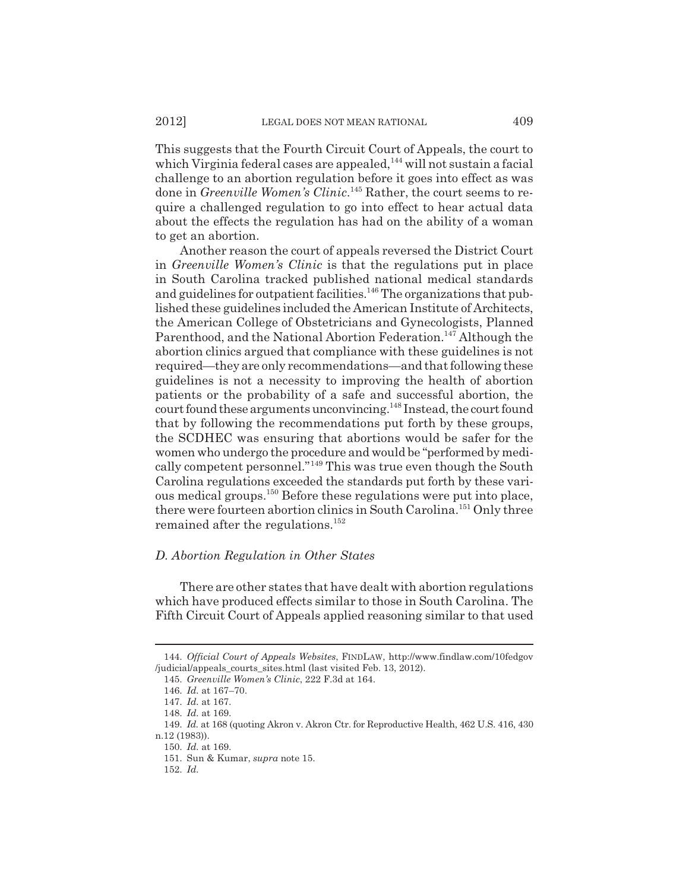This suggests that the Fourth Circuit Court of Appeals, the court to which Virginia federal cases are appealed,[144] will not sustain a facial challenge to an abortion regulation before it goes into effect as was done in *Greenville Women's Clinic*.[145] Rather, the court seems to require a challenged regulation to go into effect to hear actual data about the effects the regulation has had on the ability of a woman to get an abortion.

Another reason the court of appeals reversed the District Court in *Greenville Women's Clinic* is that the regulations put in place in South Carolina tracked published national medical standards and guidelines for outpatient facilities.[146] The organizations that published these guidelines included the American Institute of Architects, the American College of Obstetricians and Gynecologists, Planned Parenthood, and the National Abortion Federation.[147] Although the abortion clinics argued that compliance with these guidelines is not required—they are only recommendations—and that following these guidelines is not a necessity to improving the health of abortion patients or the probability of a safe and successful abortion, the court found these arguments unconvincing.[148] Instead, the court found that by following the recommendations put forth by these groups, the SCDHEC was ensuring that abortions would be safer for the women who undergo the procedure and would be "performed by medically competent personnel."[149] This was true even though the South Carolina regulations exceeded the standards put forth by these various medical groups.[150] Before these regulations were put into place, there were fourteen abortion clinics in South Carolina.[151] Only three remained after the regulations.[152]

### *D. Abortion Regulation in Other States*

There are other states that have dealt with abortion regulations which have produced effects similar to those in South Carolina. The Fifth Circuit Court of Appeals applied reasoning similar to that used

---

144. *Official Court of Appeals Websites*, FINDLAW, http://www.findlaw.com/10fedgov/judicial/appeals_courts_sites.html (last visited Feb. 13, 2012).

145. *Greenville Women's Clinic*, 222 F.3d at 164.

146. *Id.* at 167–70.

147. *Id.* at 167.

148. *Id.* at 169.

149. *Id.* at 168 (quoting Akron v. Akron Ctr. for Reproductive Health, 462 U.S. 416, 430 n.12 (1983)).

150. *Id.* at 169.

151. Sun & Kumar, *supra* note 15.

152. *Id.*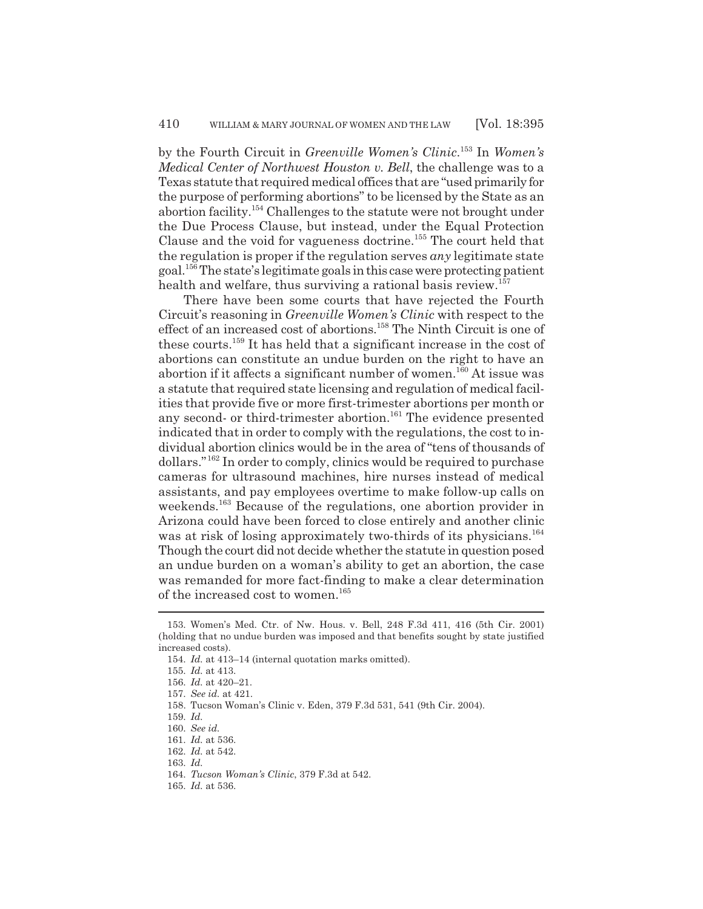by the Fourth Circuit in *Greenville Women's Clinic*.[153] In *Women's Medical Center of Northwest Houston v. Bell*, the challenge was to a Texas statute that required medical offices that are "used primarily for the purpose of performing abortions" to be licensed by the State as an abortion facility.[154] Challenges to the statute were not brought under the Due Process Clause, but instead, under the Equal Protection Clause and the void for vagueness doctrine.[155] The court held that the regulation is proper if the regulation serves *any* legitimate state goal.[156] The state's legitimate goals in this case were protecting patient health and welfare, thus surviving a rational basis review.[157]

There have been some courts that have rejected the Fourth Circuit's reasoning in *Greenville Women's Clinic* with respect to the effect of an increased cost of abortions.[158] The Ninth Circuit is one of these courts.[159] It has held that a significant increase in the cost of abortions can constitute an undue burden on the right to have an abortion if it affects a significant number of women.[160] At issue was a statute that required state licensing and regulation of medical facilities that provide five or more first-trimester abortions per month or any second- or third-trimester abortion.[161] The evidence presented indicated that in order to comply with the regulations, the cost to individual abortion clinics would be in the area of "tens of thousands of dollars."[162] In order to comply, clinics would be required to purchase cameras for ultrasound machines, hire nurses instead of medical assistants, and pay employees overtime to make follow-up calls on weekends.[163] Because of the regulations, one abortion provider in Arizona could have been forced to close entirely and another clinic was at risk of losing approximately two-thirds of its physicians.[164] Though the court did not decide whether the statute in question posed an undue burden on a woman's ability to get an abortion, the case was remanded for more fact-finding to make a clear determination of the increased cost to women.[165]

---

153. Women's Med. Ctr. of Nw. Hous. v. Bell, 248 F.3d 411, 416 (5th Cir. 2001) (holding that no undue burden was imposed and that benefits sought by state justified increased costs).

154. *Id.* at 413–14 (internal quotation marks omitted).

155. *Id.* at 413.

156. *Id.* at 420–21.

157. *See id.* at 421.

158. Tucson Woman's Clinic v. Eden, 379 F.3d 531, 541 (9th Cir. 2004).

159. *Id.*

160. *See id.*

161. *Id.* at 536.

162. *Id.* at 542.

163. *Id.*

164. *Tucson Woman's Clinic*, 379 F.3d at 542.

165. *Id.* at 536.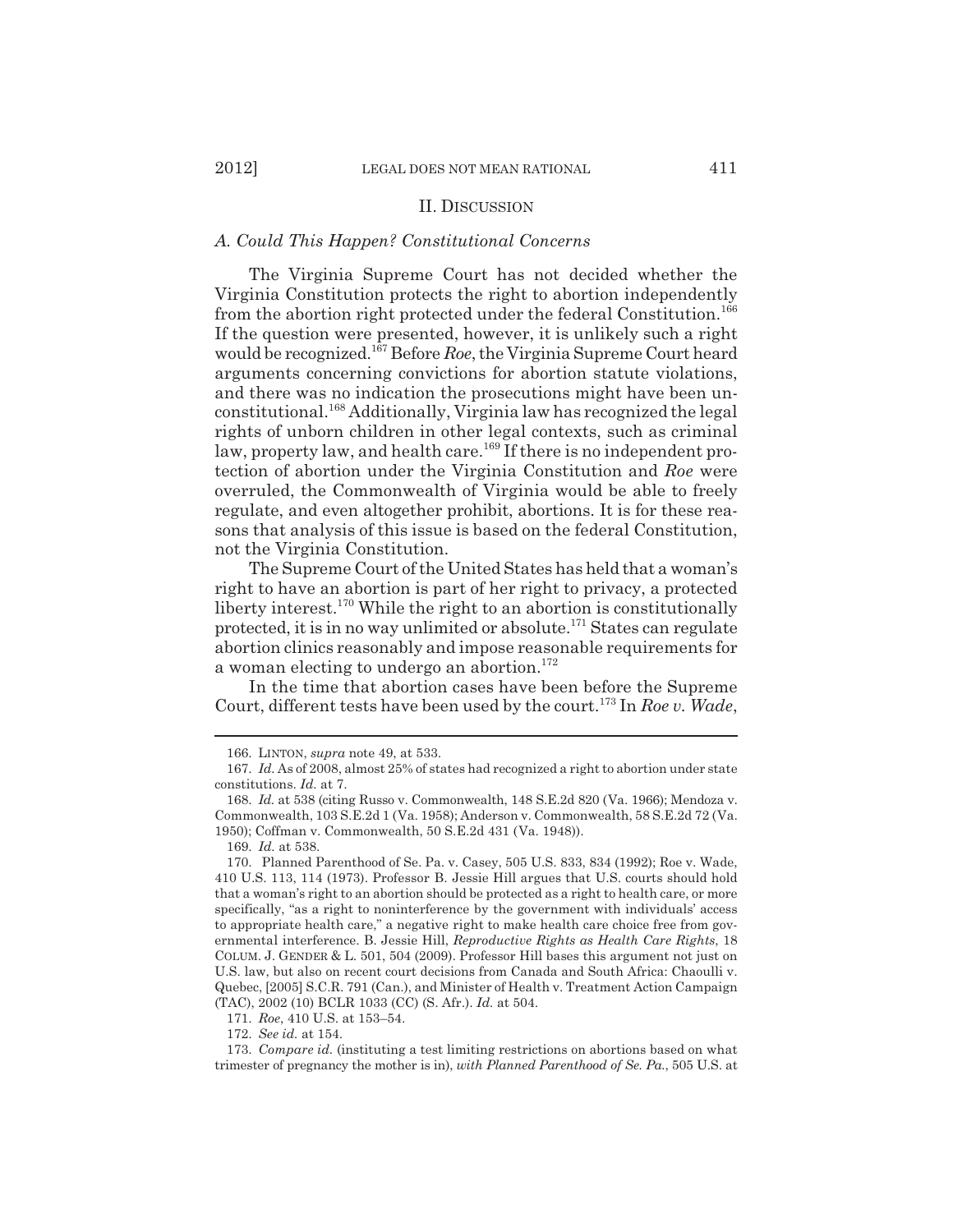## II. DISCUSSION

### *A. Could This Happen? Constitutional Concerns*

The Virginia Supreme Court has not decided whether the Virginia Constitution protects the right to abortion independently from the abortion right protected under the federal Constitution.[166] If the question were presented, however, it is unlikely such a right would be recognized.[167] Before *Roe*, the Virginia Supreme Court heard arguments concerning convictions for abortion statute violations, and there was no indication the prosecutions might have been unconstitutional.[168] Additionally, Virginia law has recognized the legal rights of unborn children in other legal contexts, such as criminal law, property law, and health care.[169] If there is no independent protection of abortion under the Virginia Constitution and *Roe* were overruled, the Commonwealth of Virginia would be able to freely regulate, and even altogether prohibit, abortions. It is for these reasons that analysis of this issue is based on the federal Constitution, not the Virginia Constitution.

The Supreme Court of the United States has held that a woman's right to have an abortion is part of her right to privacy, a protected liberty interest.[170] While the right to an abortion is constitutionally protected, it is in no way unlimited or absolute.[171] States can regulate abortion clinics reasonably and impose reasonable requirements for a woman electing to undergo an abortion.[172]

In the time that abortion cases have been before the Supreme Court, different tests have been used by the court.[173] In *Roe v. Wade*,

---

166. LINTON, *supra* note 49, at 533.

167. *Id.* As of 2008, almost 25% of states had recognized a right to abortion under state constitutions. *Id.* at 7.

168. *Id.* at 538 (citing Russo v. Commonwealth, 148 S.E.2d 820 (Va. 1966); Mendoza v. Commonwealth, 103 S.E.2d 1 (Va. 1958); Anderson v. Commonwealth, 58 S.E.2d 72 (Va. 1950); Coffman v. Commonwealth, 50 S.E.2d 431 (Va. 1948)).

169. *Id.* at 538.

170. Planned Parenthood of Se. Pa. v. Casey, 505 U.S. 833, 834 (1992); Roe v. Wade, 410 U.S. 113, 114 (1973). Professor B. Jessie Hill argues that U.S. courts should hold that a woman's right to an abortion should be protected as a right to health care, or more specifically, "as a right to noninterference by the government with individuals' access to appropriate health care," a negative right to make health care choice free from governmental interference. B. Jessie Hill, *Reproductive Rights as Health Care Rights*, 18 COLUM. J. GENDER & L. 501, 504 (2009). Professor Hill bases this argument not just on U.S. law, but also on recent court decisions from Canada and South Africa: Chaoulli v. Quebec, [2005] S.C.R. 791 (Can.), and Minister of Health v. Treatment Action Campaign (TAC), 2002 (10) BCLR 1033 (CC) (S. Afr.). *Id.* at 504.

171. *Roe*, 410 U.S. at 153–54.

172. *See id.* at 154.

173. *Compare id.* (instituting a test limiting restrictions on abortions based on what trimester of pregnancy the mother is in), *with Planned Parenthood of Se. Pa.*, 505 U.S. at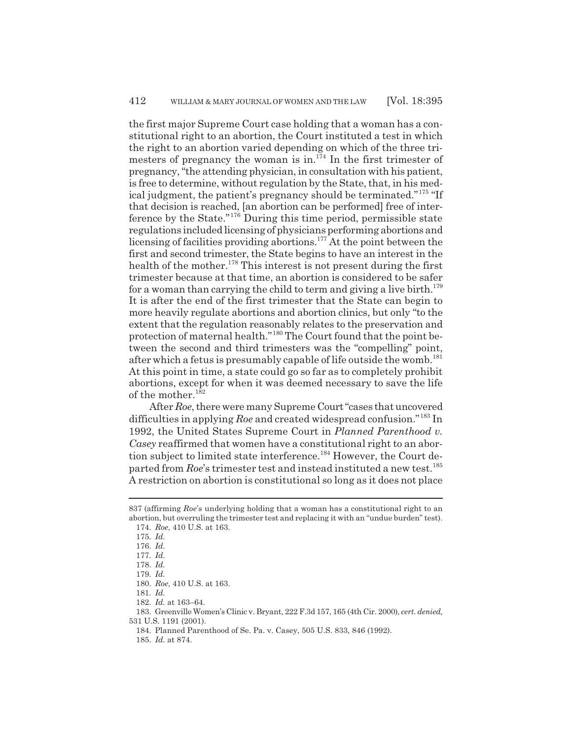the first major Supreme Court case holding that a woman has a constitutional right to an abortion, the Court instituted a test in which the right to an abortion varied depending on which of the three trimesters of pregnancy the woman is in.[174] In the first trimester of pregnancy, "the attending physician, in consultation with his patient, is free to determine, without regulation by the State, that, in his medical judgment, the patient's pregnancy should be terminated."[175] "If that decision is reached, [an abortion can be performed] free of interference by the State."[176] During this time period, permissible state regulations included licensing of physicians performing abortions and licensing of facilities providing abortions.[177] At the point between the first and second trimester, the State begins to have an interest in the health of the mother.[178] This interest is not present during the first trimester because at that time, an abortion is considered to be safer for a woman than carrying the child to term and giving a live birth.[179] It is after the end of the first trimester that the State can begin to more heavily regulate abortions and abortion clinics, but only "to the extent that the regulation reasonably relates to the preservation and protection of maternal health."[180] The Court found that the point between the second and third trimesters was the "compelling" point, after which a fetus is presumably capable of life outside the womb.[181] At this point in time, a state could go so far as to completely prohibit abortions, except for when it was deemed necessary to save the life of the mother.[182]

After *Roe*, there were many Supreme Court "cases that uncovered difficulties in applying *Roe* and created widespread confusion."[183] In 1992, the United States Supreme Court in *Planned Parenthood v. Casey* reaffirmed that women have a constitutional right to an abortion subject to limited state interference.[184] However, the Court departed from *Roe*'s trimester test and instead instituted a new test.[185] A restriction on abortion is constitutional so long as it does not place

---

837 (affirming *Roe*'s underlying holding that a woman has a constitutional right to an abortion, but overruling the trimester test and replacing it with an "undue burden" test).

174. *Roe*, 410 U.S. at 163.

175. *Id.*

176. *Id.*

177. *Id.*

178. *Id.*

179. *Id.*

180. *Roe*, 410 U.S. at 163.

181. *Id.*

182. *Id.* at 163–64.

183. Greenville Women's Clinic v. Bryant, 222 F.3d 157, 165 (4th Cir. 2000), *cert. denied,* 531 U.S. 1191 (2001).

184. Planned Parenthood of Se. Pa. v. Casey, 505 U.S. 833, 846 (1992).

185. *Id.* at 874.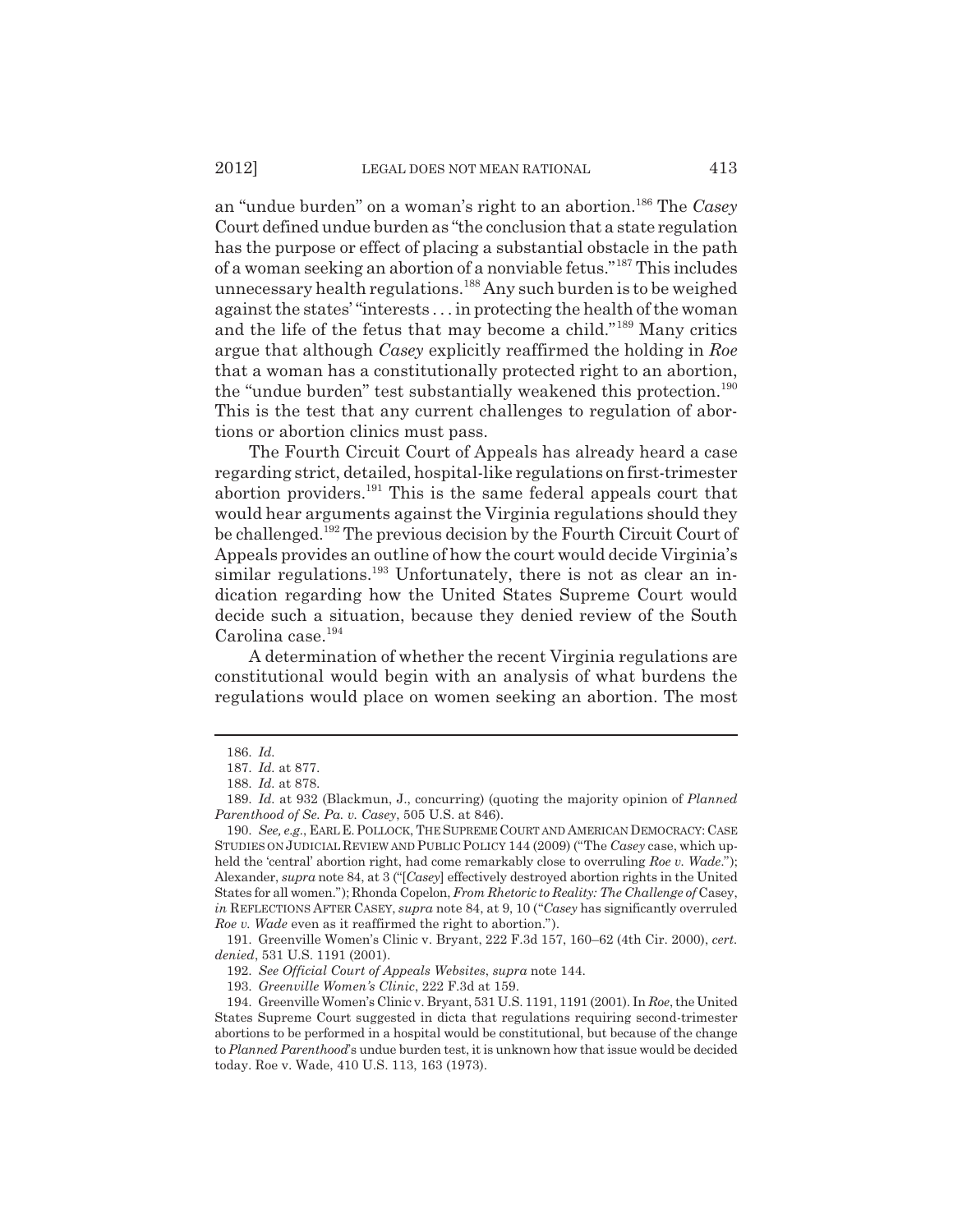an "undue burden" on a woman's right to an abortion.[186] The *Casey* Court defined undue burden as "the conclusion that a state regulation has the purpose or effect of placing a substantial obstacle in the path of a woman seeking an abortion of a nonviable fetus."[187] This includes unnecessary health regulations.[188] Any such burden is to be weighed against the states' "interests . . . in protecting the health of the woman and the life of the fetus that may become a child."[189] Many critics argue that although *Casey* explicitly reaffirmed the holding in *Roe* that a woman has a constitutionally protected right to an abortion, the "undue burden" test substantially weakened this protection.[190] This is the test that any current challenges to regulation of abortions or abortion clinics must pass.

The Fourth Circuit Court of Appeals has already heard a case regarding strict, detailed, hospital-like regulations on first-trimester abortion providers.[191] This is the same federal appeals court that would hear arguments against the Virginia regulations should they be challenged.[192] The previous decision by the Fourth Circuit Court of Appeals provides an outline of how the court would decide Virginia's similar regulations.[193] Unfortunately, there is not as clear an indication regarding how the United States Supreme Court would decide such a situation, because they denied review of the South Carolina case.[194]

A determination of whether the recent Virginia regulations are constitutional would begin with an analysis of what burdens the regulations would place on women seeking an abortion. The most

---

186. *Id.*

187. *Id.* at 877.

188. *Id.* at 878.

189. *Id.* at 932 (Blackmun, J., concurring) (quoting the majority opinion of *Planned Parenthood of Se. Pa. v. Casey*, 505 U.S. at 846).

190. *See, e.g.*, EARL E. POLLOCK, THE SUPREME COURT AND AMERICAN DEMOCRACY: CASE STUDIES ON JUDICIAL REVIEW AND PUBLIC POLICY 144 (2009) ("The *Casey* case, which upheld the 'central' abortion right, had come remarkably close to overruling *Roe v. Wade*."); Alexander, *supra* note 84, at 3 ("[*Casey*] effectively destroyed abortion rights in the United States for all women."); Rhonda Copelon, *From Rhetoric to Reality: The Challenge of* Casey, *in* REFLECTIONS AFTER CASEY, *supra* note 84, at 9, 10 ("*Casey* has significantly overruled *Roe v. Wade* even as it reaffirmed the right to abortion.").

191. Greenville Women's Clinic v. Bryant, 222 F.3d 157, 160–62 (4th Cir. 2000), *cert. denied*, 531 U.S. 1191 (2001).

192. *See Official Court of Appeals Websites*, *supra* note 144.

193. *Greenville Women's Clinic*, 222 F.3d at 159.

194. Greenville Women's Clinic v. Bryant, 531 U.S. 1191, 1191 (2001). In *Roe*, the United States Supreme Court suggested in dicta that regulations requiring second-trimester abortions to be performed in a hospital would be constitutional, but because of the change to *Planned Parenthood*'s undue burden test, it is unknown how that issue would be decided today. Roe v. Wade, 410 U.S. 113, 163 (1973).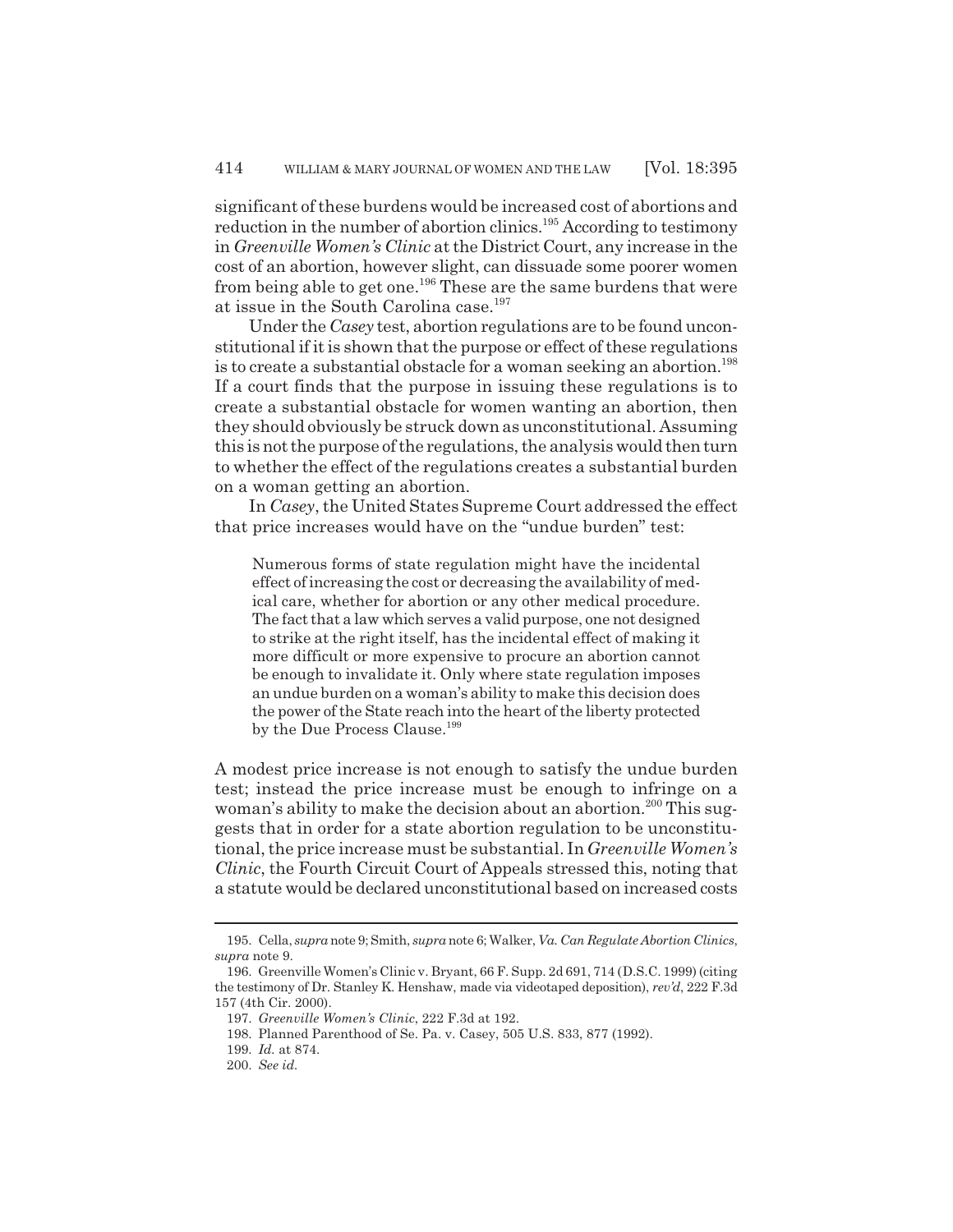significant of these burdens would be increased cost of abortions and reduction in the number of abortion clinics.[195] According to testimony in *Greenville Women's Clinic* at the District Court, any increase in the cost of an abortion, however slight, can dissuade some poorer women from being able to get one.[196] These are the same burdens that were at issue in the South Carolina case.[197]

Under the *Casey* test, abortion regulations are to be found unconstitutional if it is shown that the purpose or effect of these regulations is to create a substantial obstacle for a woman seeking an abortion.[198] If a court finds that the purpose in issuing these regulations is to create a substantial obstacle for women wanting an abortion, then they should obviously be struck down as unconstitutional. Assuming this is not the purpose of the regulations, the analysis would then turn to whether the effect of the regulations creates a substantial burden on a woman getting an abortion.

In *Casey*, the United States Supreme Court addressed the effect that price increases would have on the "undue burden" test:

> Numerous forms of state regulation might have the incidental effect of increasing the cost or decreasing the availability of medical care, whether for abortion or any other medical procedure. The fact that a law which serves a valid purpose, one not designed to strike at the right itself, has the incidental effect of making it more difficult or more expensive to procure an abortion cannot be enough to invalidate it. Only where state regulation imposes an undue burden on a woman's ability to make this decision does the power of the State reach into the heart of the liberty protected by the Due Process Clause.[199]

A modest price increase is not enough to satisfy the undue burden test; instead the price increase must be enough to infringe on a woman's ability to make the decision about an abortion.[200] This suggests that in order for a state abortion regulation to be unconstitutional, the price increase must be substantial. In *Greenville Women's Clinic*, the Fourth Circuit Court of Appeals stressed this, noting that a statute would be declared unconstitutional based on increased costs

---

195. Cella, *supra* note 9; Smith, *supra* note 6; Walker, *Va. Can Regulate Abortion Clinics*, *supra* note 9.

196. Greenville Women's Clinic v. Bryant, 66 F. Supp. 2d 691, 714 (D.S.C. 1999) (citing the testimony of Dr. Stanley K. Henshaw, made via videotaped deposition), *rev'd*, 222 F.3d 157 (4th Cir. 2000).

197. *Greenville Women's Clinic*, 222 F.3d at 192.

198. Planned Parenthood of Se. Pa. v. Casey, 505 U.S. 833, 877 (1992).

199. *Id.* at 874.

200. *See id.*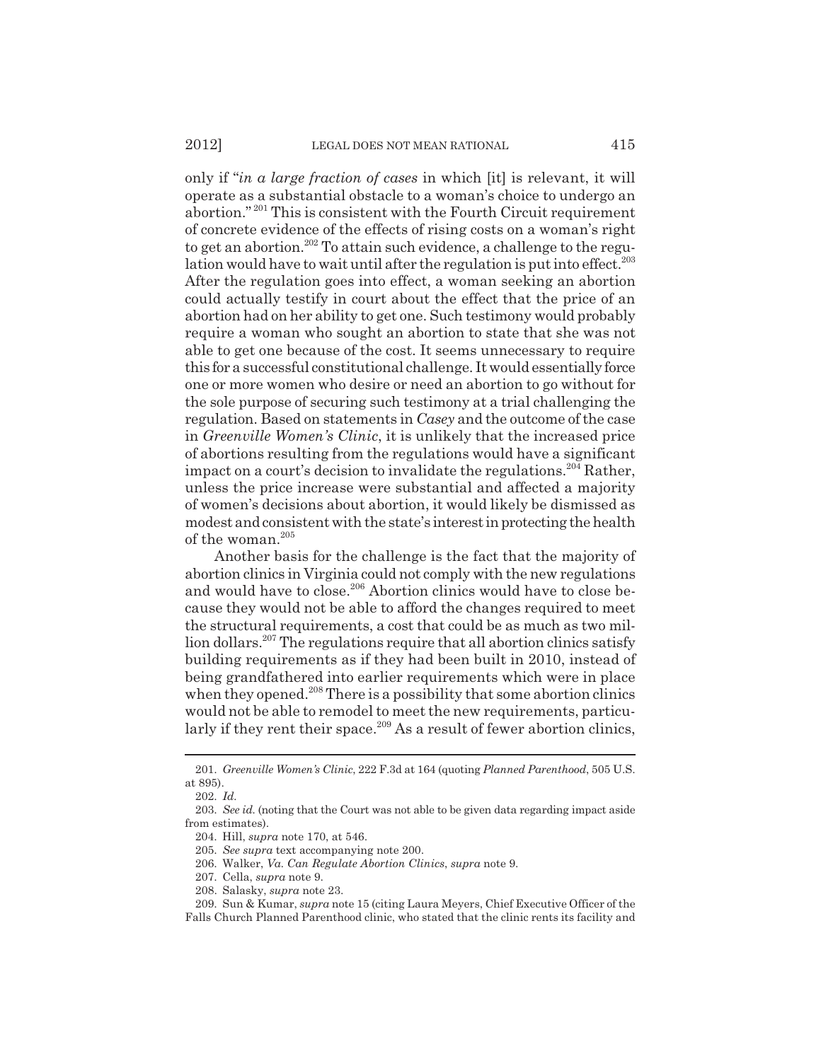only if "*in a large fraction of cases* in which [it] is relevant, it will operate as a substantial obstacle to a woman's choice to undergo an abortion."[201] This is consistent with the Fourth Circuit requirement of concrete evidence of the effects of rising costs on a woman's right to get an abortion.[202] To attain such evidence, a challenge to the regulation would have to wait until after the regulation is put into effect.[203] After the regulation goes into effect, a woman seeking an abortion could actually testify in court about the effect that the price of an abortion had on her ability to get one. Such testimony would probably require a woman who sought an abortion to state that she was not able to get one because of the cost. It seems unnecessary to require this for a successful constitutional challenge. It would essentially force one or more women who desire or need an abortion to go without for the sole purpose of securing such testimony at a trial challenging the regulation. Based on statements in *Casey* and the outcome of the case in *Greenville Women's Clinic*, it is unlikely that the increased price of abortions resulting from the regulations would have a significant impact on a court's decision to invalidate the regulations.[204] Rather, unless the price increase were substantial and affected a majority of women's decisions about abortion, it would likely be dismissed as modest and consistent with the state's interest in protecting the health of the woman.[205]

Another basis for the challenge is the fact that the majority of abortion clinics in Virginia could not comply with the new regulations and would have to close.[206] Abortion clinics would have to close because they would not be able to afford the changes required to meet the structural requirements, a cost that could be as much as two million dollars.[207] The regulations require that all abortion clinics satisfy building requirements as if they had been built in 2010, instead of being grandfathered into earlier requirements which were in place when they opened.[208] There is a possibility that some abortion clinics would not be able to remodel to meet the new requirements, particularly if they rent their space.[209] As a result of fewer abortion clinics,

---

201. *Greenville Women's Clinic*, 222 F.3d at 164 (quoting *Planned Parenthood*, 505 U.S. at 895).

202. *Id.*

203. *See id.* (noting that the Court was not able to be given data regarding impact aside from estimates).

204. Hill, *supra* note 170, at 546.

205. *See supra* text accompanying note 200.

206. Walker, *Va. Can Regulate Abortion Clinics*, *supra* note 9.

207. Cella, *supra* note 9.

208. Salasky, *supra* note 23.

209. Sun & Kumar, *supra* note 15 (citing Laura Meyers, Chief Executive Officer of the Falls Church Planned Parenthood clinic, who stated that the clinic rents its facility and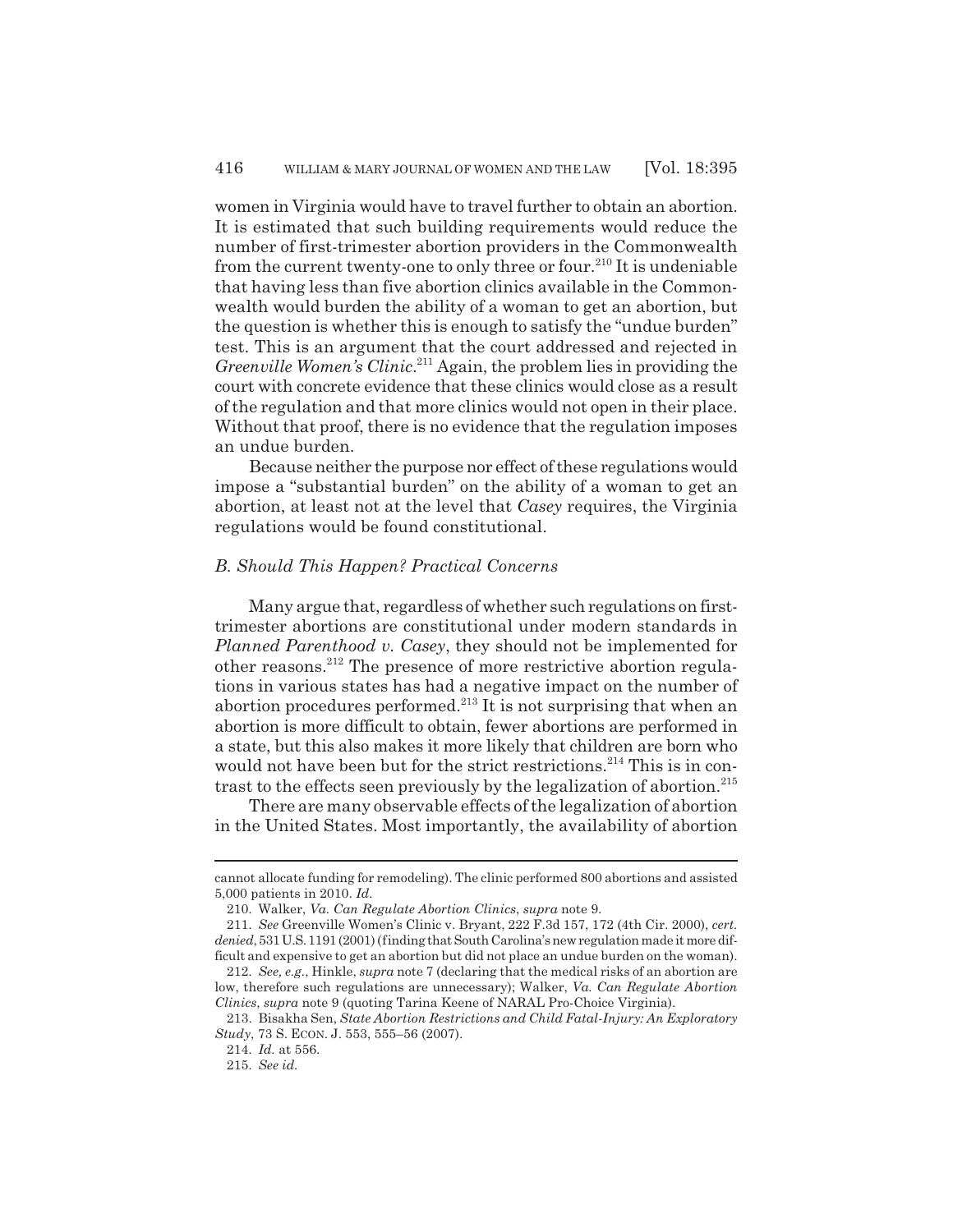women in Virginia would have to travel further to obtain an abortion. It is estimated that such building requirements would reduce the number of first-trimester abortion providers in the Commonwealth from the current twenty-one to only three or four.[210] It is undeniable that having less than five abortion clinics available in the Commonwealth would burden the ability of a woman to get an abortion, but the question is whether this is enough to satisfy the "undue burden" test. This is an argument that the court addressed and rejected in *Greenville Women's Clinic*.[211] Again, the problem lies in providing the court with concrete evidence that these clinics would close as a result of the regulation and that more clinics would not open in their place. Without that proof, there is no evidence that the regulation imposes an undue burden.

Because neither the purpose nor effect of these regulations would impose a "substantial burden" on the ability of a woman to get an abortion, at least not at the level that *Casey* requires, the Virginia regulations would be found constitutional.

### *B. Should This Happen? Practical Concerns*

Many argue that, regardless of whether such regulations on first-trimester abortions are constitutional under modern standards in *Planned Parenthood v. Casey*, they should not be implemented for other reasons.[212] The presence of more restrictive abortion regulations in various states has had a negative impact on the number of abortion procedures performed.[213] It is not surprising that when an abortion is more difficult to obtain, fewer abortions are performed in a state, but this also makes it more likely that children are born who would not have been but for the strict restrictions.[214] This is in contrast to the effects seen previously by the legalization of abortion.[215]

There are many observable effects of the legalization of abortion in the United States. Most importantly, the availability of abortion

---

cannot allocate funding for remodeling). The clinic performed 800 abortions and assisted 5,000 patients in 2010. *Id.*

210. Walker, *Va. Can Regulate Abortion Clinics*, *supra* note 9.

211. *See* Greenville Women's Clinic v. Bryant, 222 F.3d 157, 172 (4th Cir. 2000), *cert. denied*, 531 U.S. 1191 (2001) (finding that South Carolina's new regulation made it more difficult and expensive to get an abortion but did not place an undue burden on the woman).

212. *See, e.g.*, Hinkle, *supra* note 7 (declaring that the medical risks of an abortion are low, therefore such regulations are unnecessary); Walker, *Va. Can Regulate Abortion Clinics*, *supra* note 9 (quoting Tarina Keene of NARAL Pro-Choice Virginia).

213. Bisakha Sen, *State Abortion Restrictions and Child Fatal-Injury: An Exploratory Study*, 73 S. ECON. J. 553, 555–56 (2007).

214. *Id.* at 556.

215. *See id.*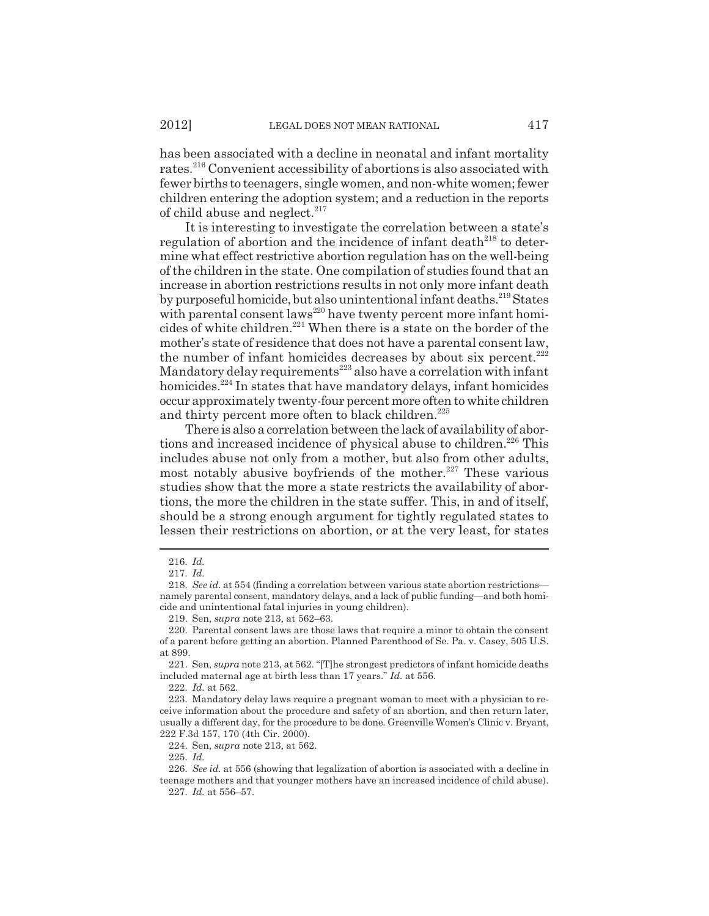has been associated with a decline in neonatal and infant mortality rates.[216] Convenient accessibility of abortions is also associated with fewer births to teenagers, single women, and non-white women; fewer children entering the adoption system; and a reduction in the reports of child abuse and neglect.[217]

It is interesting to investigate the correlation between a state's regulation of abortion and the incidence of infant death[218] to determine what effect restrictive abortion regulation has on the well-being of the children in the state. One compilation of studies found that an increase in abortion restrictions results in not only more infant death by purposeful homicide, but also unintentional infant deaths.[219] States with parental consent laws[220] have twenty percent more infant homicides of white children.[221] When there is a state on the border of the mother's state of residence that does not have a parental consent law, the number of infant homicides decreases by about six percent.[222] Mandatory delay requirements[223] also have a correlation with infant homicides.[224] In states that have mandatory delays, infant homicides occur approximately twenty-four percent more often to white children and thirty percent more often to black children.[225]

There is also a correlation between the lack of availability of abortions and increased incidence of physical abuse to children.[226] This includes abuse not only from a mother, but also from other adults, most notably abusive boyfriends of the mother.[227] These various studies show that the more a state restricts the availability of abortions, the more the children in the state suffer. This, in and of itself, should be a strong enough argument for tightly regulated states to lessen their restrictions on abortion, or at the very least, for states

---

216. *Id.*

217. *Id.*

218. *See id.* at 554 (finding a correlation between various state abortion restrictions—namely parental consent, mandatory delays, and a lack of public funding—and both homicide and unintentional fatal injuries in young children).

219. Sen, *supra* note 213, at 562–63.

220. Parental consent laws are those laws that require a minor to obtain the consent of a parent before getting an abortion. Planned Parenthood of Se. Pa. v. Casey, 505 U.S. at 899.

221. Sen, *supra* note 213, at 562. "[T]he strongest predictors of infant homicide deaths included maternal age at birth less than 17 years." *Id.* at 556.

222. *Id.* at 562.

223. Mandatory delay laws require a pregnant woman to meet with a physician to receive information about the procedure and safety of an abortion, and then return later, usually a different day, for the procedure to be done. Greenville Women's Clinic v. Bryant, 222 F.3d 157, 170 (4th Cir. 2000).

224. Sen, *supra* note 213, at 562.

225. *Id.*

226. *See id.* at 556 (showing that legalization of abortion is associated with a decline in teenage mothers and that younger mothers have an increased incidence of child abuse).

227. *Id.* at 556–57.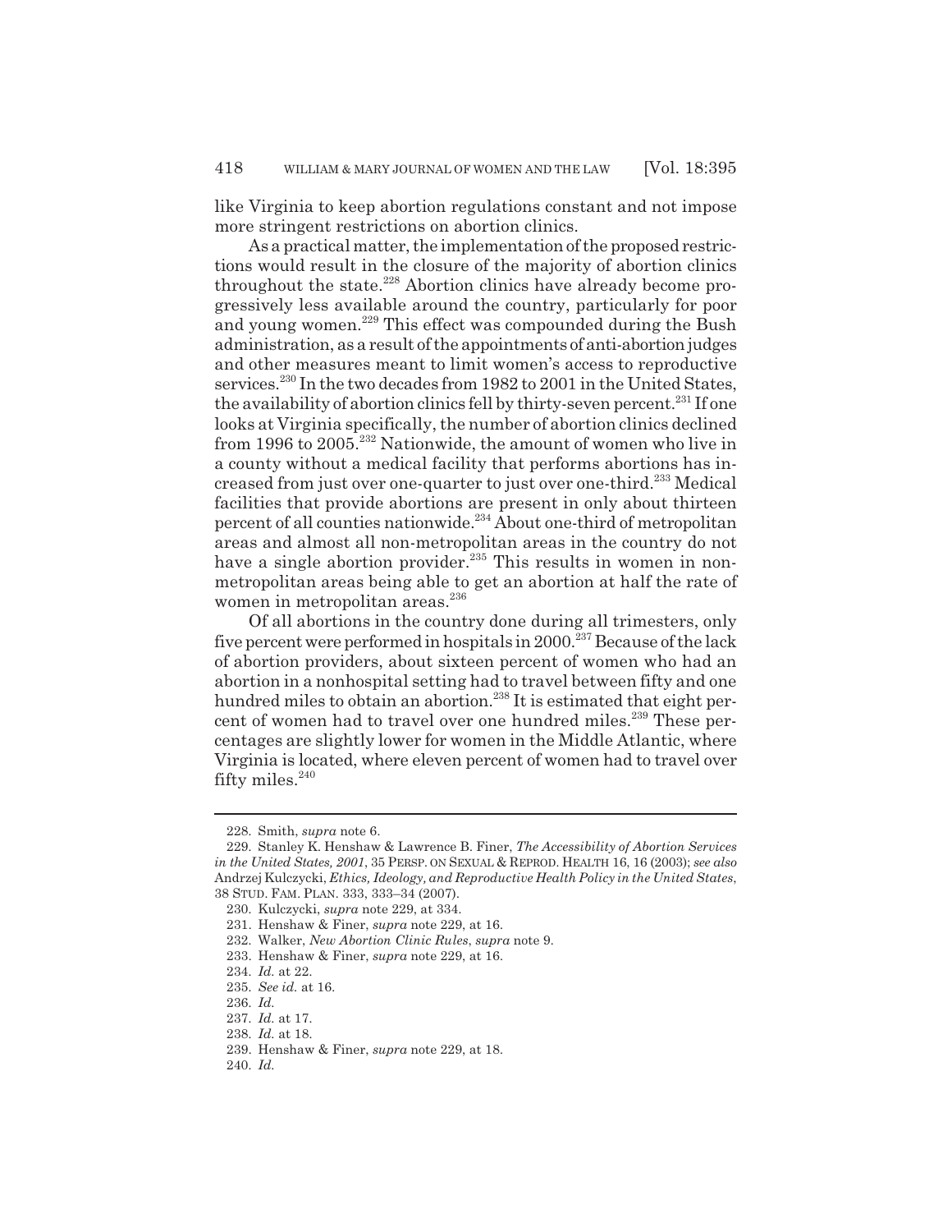like Virginia to keep abortion regulations constant and not impose more stringent restrictions on abortion clinics.

As a practical matter, the implementation of the proposed restrictions would result in the closure of the majority of abortion clinics throughout the state.[228] Abortion clinics have already become progressively less available around the country, particularly for poor and young women.[229] This effect was compounded during the Bush administration, as a result of the appointments of anti-abortion judges and other measures meant to limit women's access to reproductive services.[230] In the two decades from 1982 to 2001 in the United States, the availability of abortion clinics fell by thirty-seven percent.[231] If one looks at Virginia specifically, the number of abortion clinics declined from 1996 to 2005.[232] Nationwide, the amount of women who live in a county without a medical facility that performs abortions has increased from just over one-quarter to just over one-third.[233] Medical facilities that provide abortions are present in only about thirteen percent of all counties nationwide.[234] About one-third of metropolitan areas and almost all non-metropolitan areas in the country do not have a single abortion provider.[235] This results in women in non-metropolitan areas being able to get an abortion at half the rate of women in metropolitan areas.[236]

Of all abortions in the country done during all trimesters, only five percent were performed in hospitals in 2000.[237] Because of the lack of abortion providers, about sixteen percent of women who had an abortion in a nonhospital setting had to travel between fifty and one hundred miles to obtain an abortion.[238] It is estimated that eight percent of women had to travel over one hundred miles.[239] These percentages are slightly lower for women in the Middle Atlantic, where Virginia is located, where eleven percent of women had to travel over fifty miles.[240]

228. Smith, *supra* note 6.

229. Stanley K. Henshaw & Lawrence B. Finer, *The Accessibility of Abortion Services in the United States, 2001*, 35 PERSP. ON SEXUAL & REPROD. HEALTH 16, 16 (2003); *see also* Andrzej Kulczycki, *Ethics, Ideology, and Reproductive Health Policy in the United States*, 38 STUD. FAM. PLAN. 333, 333–34 (2007).

230. Kulczycki, *supra* note 229, at 334.

231. Henshaw & Finer, *supra* note 229, at 16.

232. Walker, *New Abortion Clinic Rules*, *supra* note 9.

233. Henshaw & Finer, *supra* note 229, at 16.

234. *Id.* at 22.

235. *See id.* at 16.

236. *Id.*

237. *Id.* at 17.

238. *Id.* at 18.

239. Henshaw & Finer, *supra* note 229, at 18.

240. *Id.*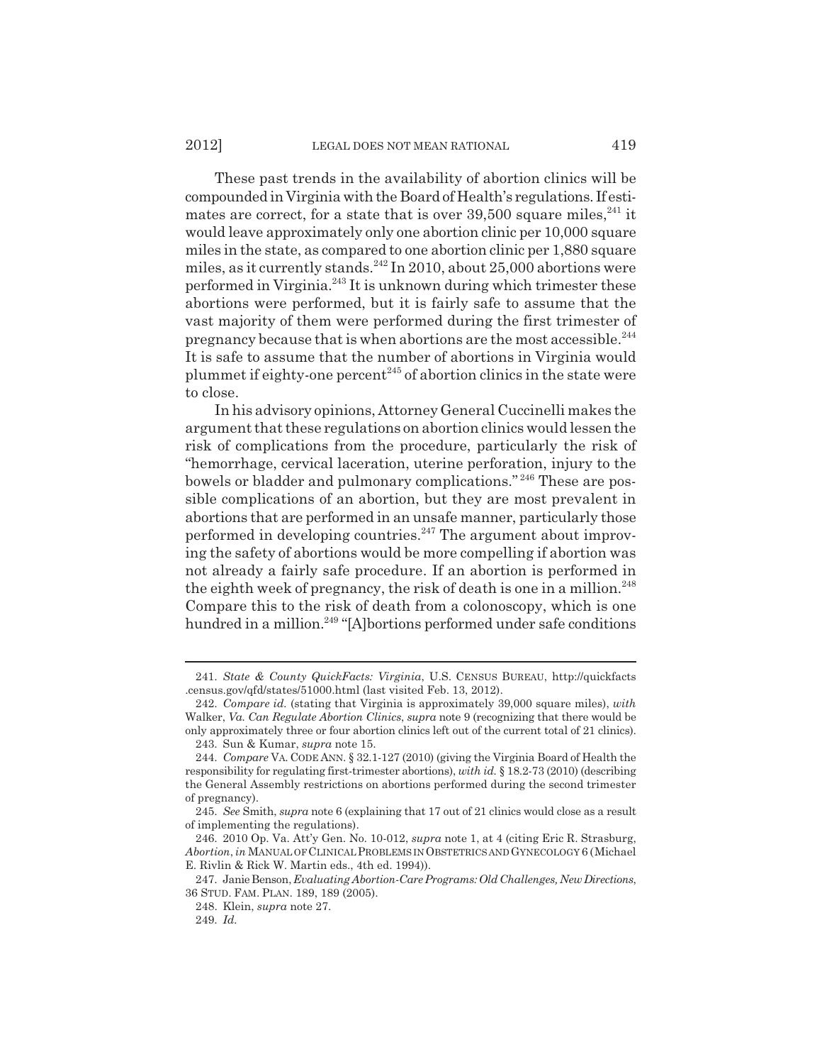These past trends in the availability of abortion clinics will be compounded in Virginia with the Board of Health's regulations. If estimates are correct, for a state that is over 39,500 square miles,[241] it would leave approximately only one abortion clinic per 10,000 square miles in the state, as compared to one abortion clinic per 1,880 square miles, as it currently stands.[242] In 2010, about 25,000 abortions were performed in Virginia.[243] It is unknown during which trimester these abortions were performed, but it is fairly safe to assume that the vast majority of them were performed during the first trimester of pregnancy because that is when abortions are the most accessible.[244] It is safe to assume that the number of abortions in Virginia would plummet if eighty-one percent[245] of abortion clinics in the state were to close.

In his advisory opinions, Attorney General Cuccinelli makes the argument that these regulations on abortion clinics would lessen the risk of complications from the procedure, particularly the risk of "hemorrhage, cervical laceration, uterine perforation, injury to the bowels or bladder and pulmonary complications."[246] These are possible complications of an abortion, but they are most prevalent in abortions that are performed in an unsafe manner, particularly those performed in developing countries.[247] The argument about improving the safety of abortions would be more compelling if abortion was not already a fairly safe procedure. If an abortion is performed in the eighth week of pregnancy, the risk of death is one in a million.[248] Compare this to the risk of death from a colonoscopy, which is one hundred in a million.[249] "[A]bortions performed under safe conditions

---

241. *State & County QuickFacts: Virginia*, U.S. CENSUS BUREAU, http://quickfacts.census.gov/qfd/states/51000.html (last visited Feb. 13, 2012).

242. *Compare id.* (stating that Virginia is approximately 39,000 square miles), *with* Walker, *Va. Can Regulate Abortion Clinics*, *supra* note 9 (recognizing that there would be only approximately three or four abortion clinics left out of the current total of 21 clinics).

243. Sun & Kumar, *supra* note 15.

244. *Compare* VA. CODE ANN. § 32.1-127 (2010) (giving the Virginia Board of Health the responsibility for regulating first-trimester abortions), *with id.* § 18.2-73 (2010) (describing the General Assembly restrictions on abortions performed during the second trimester of pregnancy).

245. *See* Smith, *supra* note 6 (explaining that 17 out of 21 clinics would close as a result of implementing the regulations).

246. 2010 Op. Va. Att'y Gen. No. 10-012, *supra* note 1, at 4 (citing Eric R. Strasburg, *Abortion*, *in* MANUAL OF CLINICAL PROBLEMS IN OBSTETRICS AND GYNECOLOGY 6 (Michael E. Rivlin & Rick W. Martin eds., 4th ed. 1994)).

247. Janie Benson, *Evaluating Abortion-Care Programs: Old Challenges, New Directions*, 36 STUD. FAM. PLAN. 189, 189 (2005).

248. Klein, *supra* note 27.

249. *Id.*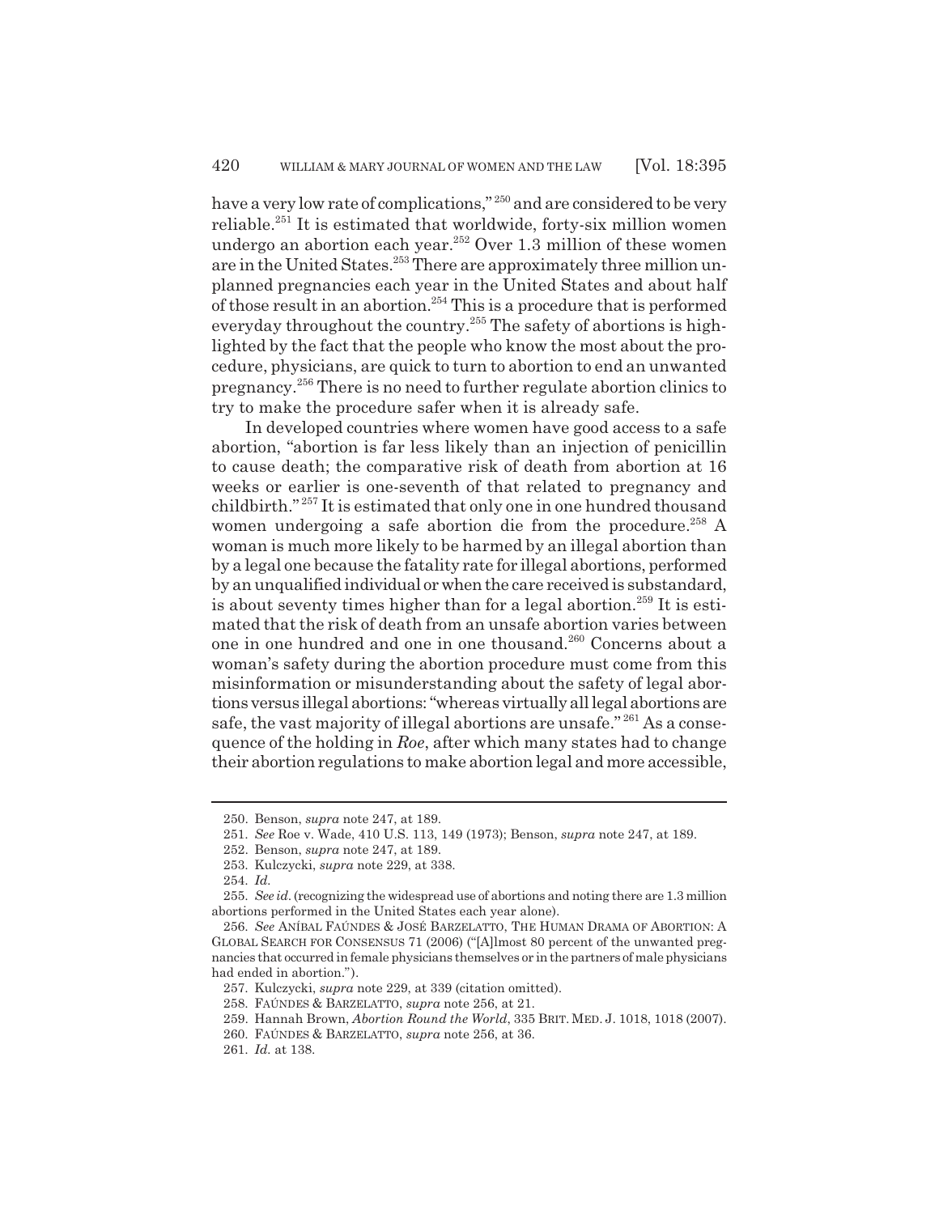have a very low rate of complications,"[250] and are considered to be very reliable.[251] It is estimated that worldwide, forty-six million women undergo an abortion each year.[252] Over 1.3 million of these women are in the United States.[253] There are approximately three million unplanned pregnancies each year in the United States and about half of those result in an abortion.[254] This is a procedure that is performed everyday throughout the country.[255] The safety of abortions is highlighted by the fact that the people who know the most about the procedure, physicians, are quick to turn to abortion to end an unwanted pregnancy.[256] There is no need to further regulate abortion clinics to try to make the procedure safer when it is already safe.

In developed countries where women have good access to a safe abortion, "abortion is far less likely than an injection of penicillin to cause death; the comparative risk of death from abortion at 16 weeks or earlier is one-seventh of that related to pregnancy and childbirth."[257] It is estimated that only one in one hundred thousand women undergoing a safe abortion die from the procedure.[258] A woman is much more likely to be harmed by an illegal abortion than by a legal one because the fatality rate for illegal abortions, performed by an unqualified individual or when the care received is substandard, is about seventy times higher than for a legal abortion.[259] It is estimated that the risk of death from an unsafe abortion varies between one in one hundred and one in one thousand.[260] Concerns about a woman's safety during the abortion procedure must come from this misinformation or misunderstanding about the safety of legal abortions versus illegal abortions: "whereas virtually all legal abortions are safe, the vast majority of illegal abortions are unsafe."[261] As a consequence of the holding in *Roe*, after which many states had to change their abortion regulations to make abortion legal and more accessible,

---

250. Benson, *supra* note 247, at 189.

251. *See* Roe v. Wade, 410 U.S. 113, 149 (1973); Benson, *supra* note 247, at 189.

252. Benson, *supra* note 247, at 189.

253. Kulczycki, *supra* note 229, at 338.

254. *Id.*

255. *See id.* (recognizing the widespread use of abortions and noting there are 1.3 million abortions performed in the United States each year alone).

256. *See* ANÍBAL FAÚNDES & JOSÉ BARZELATTO, THE HUMAN DRAMA OF ABORTION: A GLOBAL SEARCH FOR CONSENSUS 71 (2006) ("[A]lmost 80 percent of the unwanted pregnancies that occurred in female physicians themselves or in the partners of male physicians had ended in abortion.").

257. Kulczycki, *supra* note 229, at 339 (citation omitted).

258. FAÚNDES & BARZELATTO, *supra* note 256, at 21.

259. Hannah Brown, *Abortion Round the World*, 335 BRIT. MED. J. 1018, 1018 (2007).

260. FAÚNDES & BARZELATTO, *supra* note 256, at 36.

261. *Id.* at 138.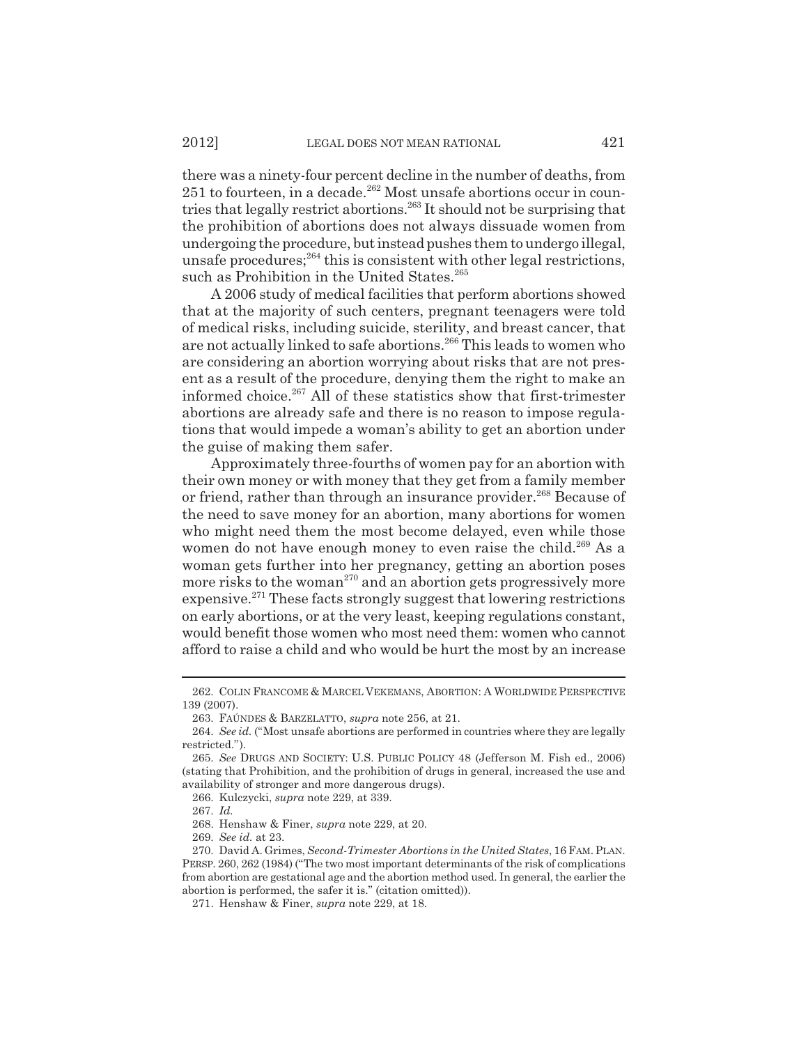there was a ninety-four percent decline in the number of deaths, from 251 to fourteen, in a decade.[262] Most unsafe abortions occur in countries that legally restrict abortions.[263] It should not be surprising that the prohibition of abortions does not always dissuade women from undergoing the procedure, but instead pushes them to undergo illegal, unsafe procedures;[264] this is consistent with other legal restrictions, such as Prohibition in the United States.[265]

A 2006 study of medical facilities that perform abortions showed that at the majority of such centers, pregnant teenagers were told of medical risks, including suicide, sterility, and breast cancer, that are not actually linked to safe abortions.[266] This leads to women who are considering an abortion worrying about risks that are not present as a result of the procedure, denying them the right to make an informed choice.[267] All of these statistics show that first-trimester abortions are already safe and there is no reason to impose regulations that would impede a woman's ability to get an abortion under the guise of making them safer.

Approximately three-fourths of women pay for an abortion with their own money or with money that they get from a family member or friend, rather than through an insurance provider.[268] Because of the need to save money for an abortion, many abortions for women who might need them the most become delayed, even while those women do not have enough money to even raise the child.[269] As a woman gets further into her pregnancy, getting an abortion poses more risks to the woman[270] and an abortion gets progressively more expensive.[271] These facts strongly suggest that lowering restrictions on early abortions, or at the very least, keeping regulations constant, would benefit those women who most need them: women who cannot afford to raise a child and who would be hurt the most by an increase

---

262. COLIN FRANCOME & MARCEL VEKEMANS, ABORTION: A WORLDWIDE PERSPECTIVE 139 (2007).

263. FAÚNDES & BARZELATTO, *supra* note 256, at 21.

264. *See id.* ("Most unsafe abortions are performed in countries where they are legally restricted.").

265. *See* DRUGS AND SOCIETY: U.S. PUBLIC POLICY 48 (Jefferson M. Fish ed., 2006) (stating that Prohibition, and the prohibition of drugs in general, increased the use and availability of stronger and more dangerous drugs).

266. Kulczycki, *supra* note 229, at 339.

267. *Id.*

268. Henshaw & Finer, *supra* note 229, at 20.

269. *See id.* at 23.

270. David A. Grimes, *Second-Trimester Abortions in the United States*, 16 FAM. PLAN. PERSP. 260, 262 (1984) ("The two most important determinants of the risk of complications from abortion are gestational age and the abortion method used. In general, the earlier the abortion is performed, the safer it is." (citation omitted)).

271. Henshaw & Finer, *supra* note 229, at 18.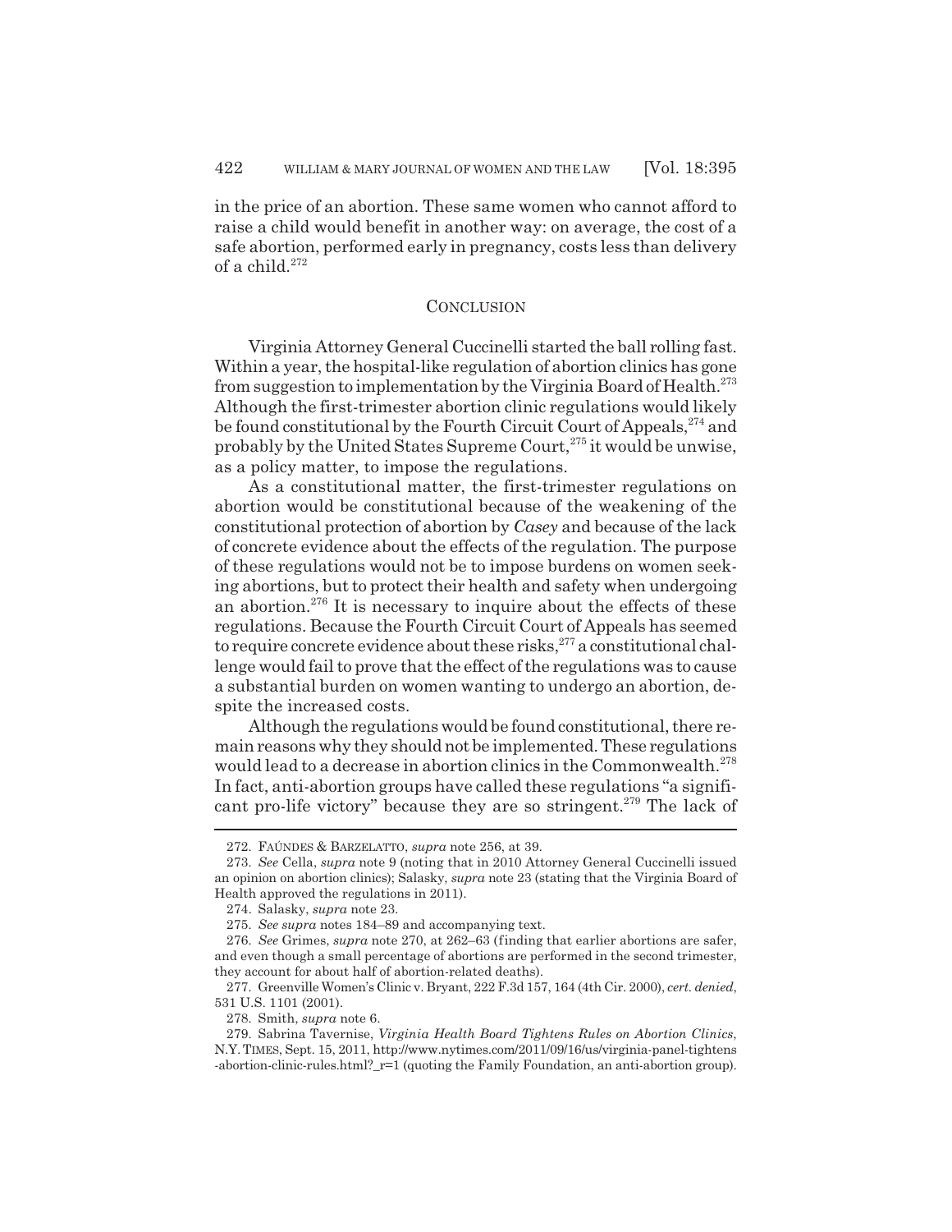in the price of an abortion. These same women who cannot afford to raise a child would benefit in another way: on average, the cost of a safe abortion, performed early in pregnancy, costs less than delivery of a child.[272]

## CONCLUSION

Virginia Attorney General Cuccinelli started the ball rolling fast. Within a year, the hospital-like regulation of abortion clinics has gone from suggestion to implementation by the Virginia Board of Health.[273] Although the first-trimester abortion clinic regulations would likely be found constitutional by the Fourth Circuit Court of Appeals,[274] and probably by the United States Supreme Court,[275] it would be unwise, as a policy matter, to impose the regulations.

As a constitutional matter, the first-trimester regulations on abortion would be constitutional because of the weakening of the constitutional protection of abortion by *Casey* and because of the lack of concrete evidence about the effects of the regulation. The purpose of these regulations would not be to impose burdens on women seeking abortions, but to protect their health and safety when undergoing an abortion.[276] It is necessary to inquire about the effects of these regulations. Because the Fourth Circuit Court of Appeals has seemed to require concrete evidence about these risks,[277] a constitutional challenge would fail to prove that the effect of the regulations was to cause a substantial burden on women wanting to undergo an abortion, despite the increased costs.

Although the regulations would be found constitutional, there remain reasons why they should not be implemented. These regulations would lead to a decrease in abortion clinics in the Commonwealth.[278] In fact, anti-abortion groups have called these regulations "a significant pro-life victory" because they are so stringent.[279] The lack of

---

272. FAÚNDES & BARZELATTO, *supra* note 256, at 39.

273. *See* Cella, *supra* note 9 (noting that in 2010 Attorney General Cuccinelli issued an opinion on abortion clinics); Salasky, *supra* note 23 (stating that the Virginia Board of Health approved the regulations in 2011).

274. Salasky, *supra* note 23.

275. *See supra* notes 184–89 and accompanying text.

276. *See* Grimes, *supra* note 270, at 262–63 (finding that earlier abortions are safer, and even though a small percentage of abortions are performed in the second trimester, they account for about half of abortion-related deaths).

277. Greenville Women's Clinic v. Bryant, 222 F.3d 157, 164 (4th Cir. 2000), *cert. denied*, 531 U.S. 1101 (2001).

278. Smith, *supra* note 6.

279. Sabrina Tavernise, *Virginia Health Board Tightens Rules on Abortion Clinics*, N.Y. TIMES, Sept. 15, 2011, http://www.nytimes.com/2011/09/16/us/virginia-panel-tightens-abortion-clinic-rules.html?_r=1 (quoting the Family Foundation, an anti-abortion group).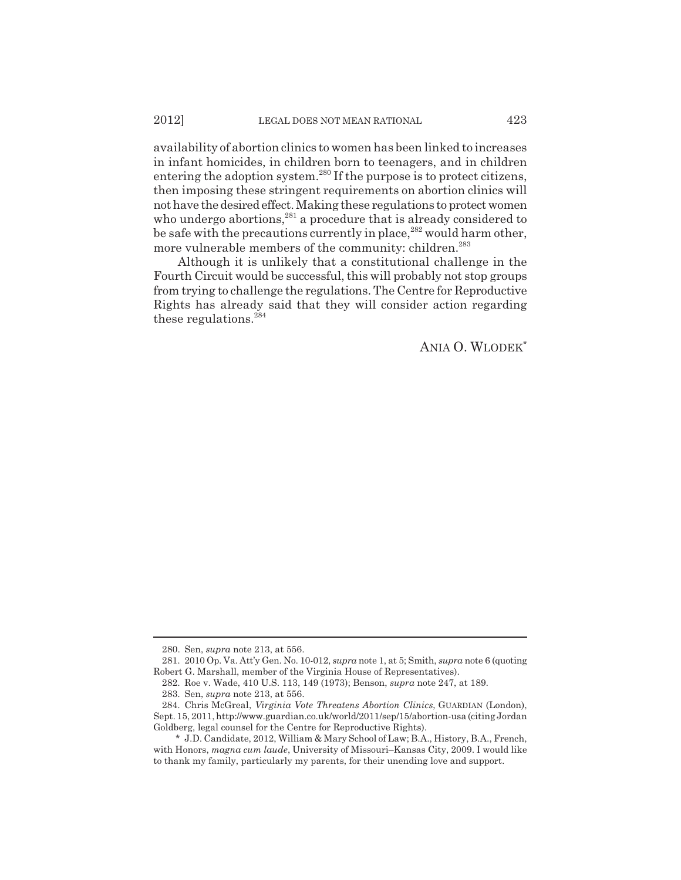availability of abortion clinics to women has been linked to increases in infant homicides, in children born to teenagers, and in children entering the adoption system.[280] If the purpose is to protect citizens, then imposing these stringent requirements on abortion clinics will not have the desired effect. Making these regulations to protect women who undergo abortions,[281] a procedure that is already considered to be safe with the precautions currently in place,[282] would harm other, more vulnerable members of the community: children.[283]

Although it is unlikely that a constitutional challenge in the Fourth Circuit would be successful, this will probably not stop groups from trying to challenge the regulations. The Centre for Reproductive Rights has already said that they will consider action regarding these regulations.[284]

ANIA O. WLODEK*

---

280. Sen, *supra* note 213, at 556.

281. 2010 Op. Va. Att'y Gen. No. 10-012, *supra* note 1, at 5; Smith, *supra* note 6 (quoting Robert G. Marshall, member of the Virginia House of Representatives).

282. Roe v. Wade, 410 U.S. 113, 149 (1973); Benson, *supra* note 247, at 189.

283. Sen, *supra* note 213, at 556.

284. Chris McGreal, *Virginia Vote Threatens Abortion Clinics*, GUARDIAN (London), Sept. 15, 2011, http://www.guardian.co.uk/world/2011/sep/15/abortion-usa (citing Jordan Goldberg, legal counsel for the Centre for Reproductive Rights).

\* J.D. Candidate, 2012, William & Mary School of Law; B.A., History, B.A., French, with Honors, *magna cum laude*, University of Missouri–Kansas City, 2009. I would like to thank my family, particularly my parents, for their unending love and support.